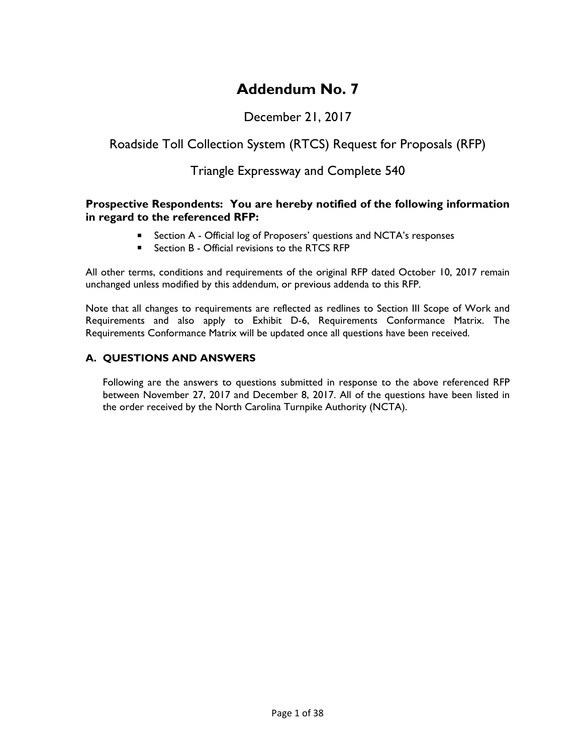# Addendum No. 7

December 21, 2017

Roadside Toll Collection System (RTCS) Request for Proposals (RFP)

Triangle Expressway and Complete 540

**Prospective Respondents: You are hereby notified of the following information in regard to the referenced RFP:**

- Section A - Official log of Proposers' questions and NCTA's responses
- Section B - Official revisions to the RTCS RFP

All other terms, conditions and requirements of the original RFP dated October 10, 2017 remain unchanged unless modified by this addendum, or previous addenda to this RFP.

Note that all changes to requirements are reflected as redlines to Section III Scope of Work and Requirements and also apply to Exhibit D-6, Requirements Conformance Matrix. The Requirements Conformance Matrix will be updated once all questions have been received.

## A. QUESTIONS AND ANSWERS

Following are the answers to questions submitted in response to the above referenced RFP between November 27, 2017 and December 8, 2017. All of the questions have been listed in the order received by the North Carolina Turnpike Authority (NCTA).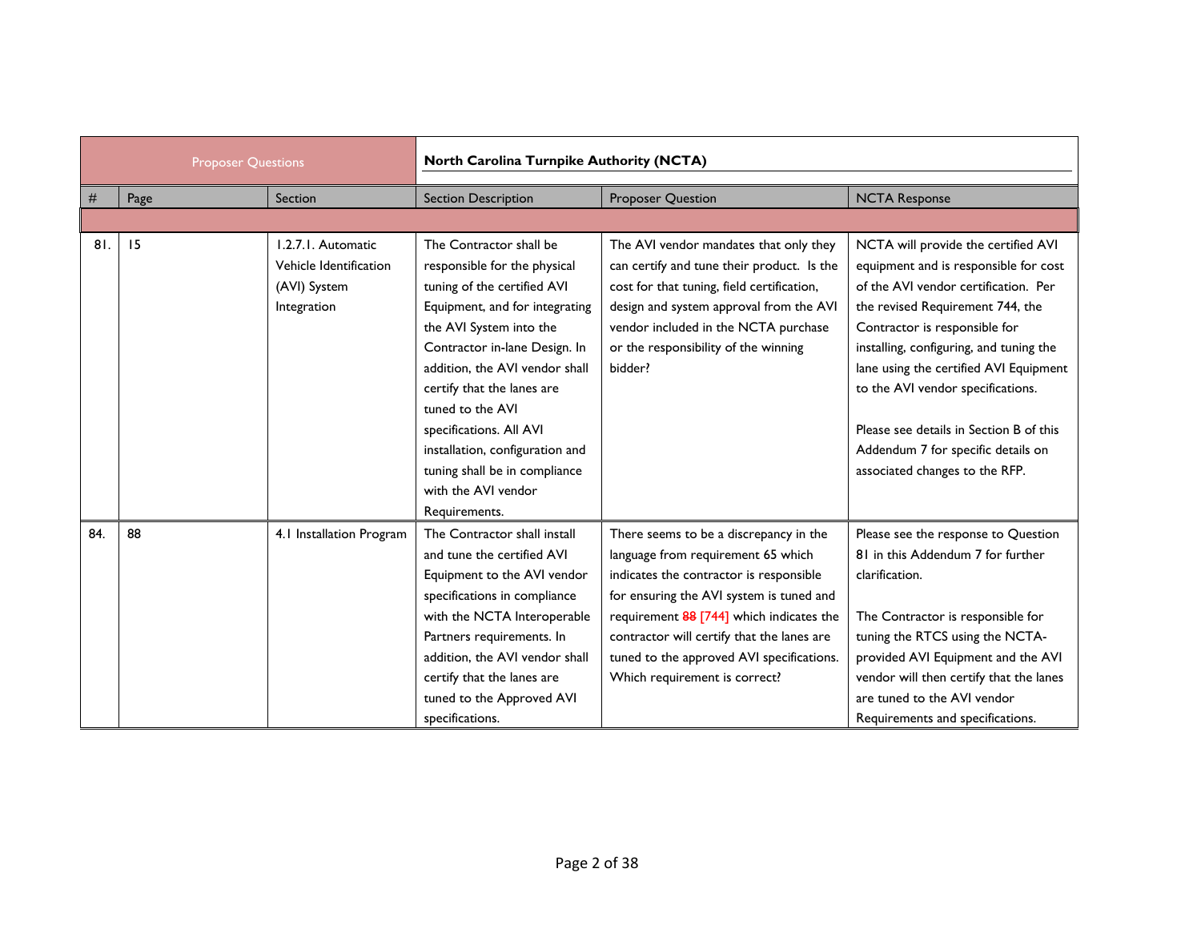| Proposer Questions | | | North Carolina Turnpike Authority (NCTA) | | |
|---|---|---|---|---|---|
| # | Page | Section | Section Description | Proposer Question | NCTA Response |
| | | | | | |
| 81. | 15 | 1.2.7.1. Automatic Vehicle Identification (AVI) System Integration | The Contractor shall be responsible for the physical tuning of the certified AVI Equipment, and for integrating the AVI System into the Contractor in-lane Design. In addition, the AVI vendor shall certify that the lanes are tuned to the AVI specifications. All AVI installation, configuration and tuning shall be in compliance with the AVI vendor Requirements. | The AVI vendor mandates that only they can certify and tune their product. Is the cost for that tuning, field certification, design and system approval from the AVI vendor included in the NCTA purchase or the responsibility of the winning bidder? | NCTA will provide the certified AVI equipment and is responsible for cost of the AVI vendor certification. Per the revised Requirement 744, the Contractor is responsible for installing, configuring, and tuning the lane using the certified AVI Equipment to the AVI vendor specifications.<br><br>Please see details in Section B of this Addendum 7 for specific details on associated changes to the RFP. |
| 84. | 88 | 4.1 Installation Program | The Contractor shall install and tune the certified AVI Equipment to the AVI vendor specifications in compliance with the NCTA Interoperable Partners requirements. In addition, the AVI vendor shall certify that the lanes are tuned to the Approved AVI specifications. | There seems to be a discrepancy in the language from requirement 65 which indicates the contractor is responsible for ensuring the AVI system is tuned and requirement ~~88~~ [744] which indicates the contractor will certify that the lanes are tuned to the approved AVI specifications. Which requirement is correct? | Please see the response to Question 81 in this Addendum 7 for further clarification.<br><br>The Contractor is responsible for tuning the RTCS using the NCTA-provided AVI Equipment and the AVI vendor will then certify that the lanes are tuned to the AVI vendor Requirements and specifications. |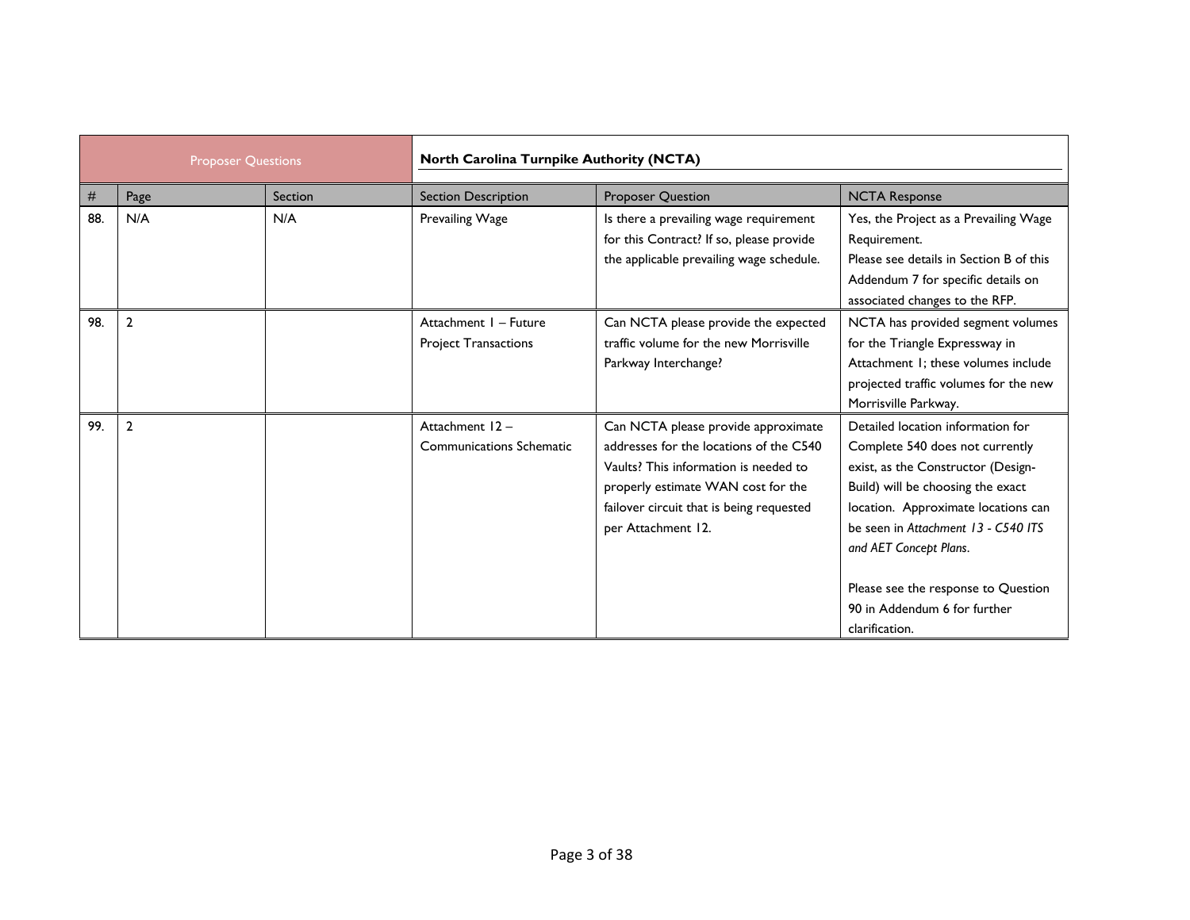| Proposer Questions | | | North Carolina Turnpike Authority (NCTA) | | |
|---|---|---|---|---|---|
| # | Page | Section | Section Description | Proposer Question | NCTA Response |
| 88. | N/A | N/A | Prevailing Wage | Is there a prevailing wage requirement for this Contract? If so, please provide the applicable prevailing wage schedule. | Yes, the Project as a Prevailing Wage Requirement.<br>Please see details in Section B of this Addendum 7 for specific details on associated changes to the RFP. |
| 98. | 2 | | Attachment 1 – Future Project Transactions | Can NCTA please provide the expected traffic volume for the new Morrisville Parkway Interchange? | NCTA has provided segment volumes for the Triangle Expressway in Attachment 1; these volumes include projected traffic volumes for the new Morrisville Parkway. |
| 99. | 2 | | Attachment 12 – Communications Schematic | Can NCTA please provide approximate addresses for the locations of the C540 Vaults? This information is needed to properly estimate WAN cost for the failover circuit that is being requested per Attachment 12. | Detailed location information for Complete 540 does not currently exist, as the Constructor (Design-Build) will be choosing the exact location. Approximate locations can be seen in *Attachment 13 - C540 ITS and AET Concept Plans*.<br><br>Please see the response to Question 90 in Addendum 6 for further clarification. |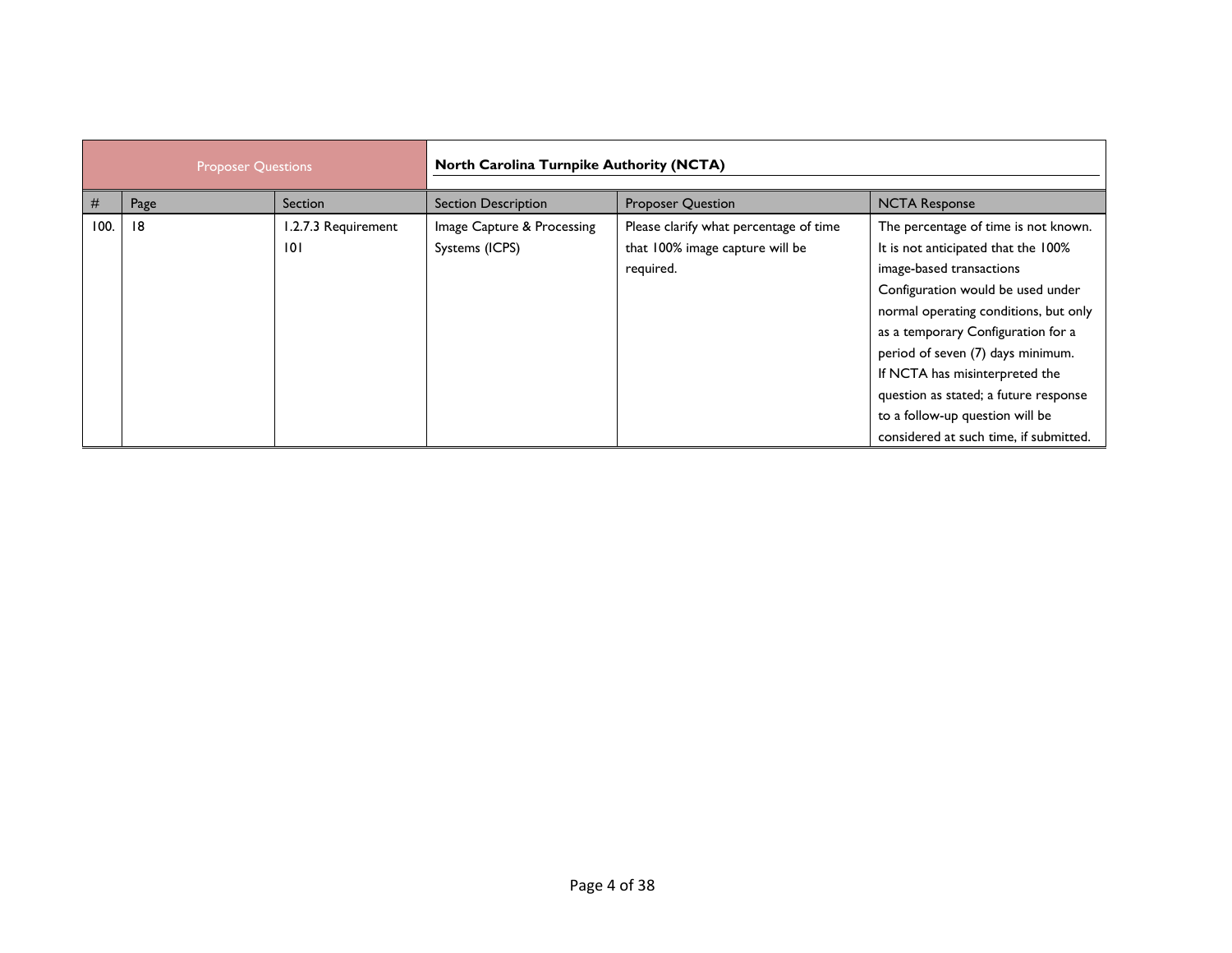| Proposer Questions | | | North Carolina Turnpike Authority (NCTA) | | |
|---|---|---|---|---|---|
| # | Page | Section | Section Description | Proposer Question | NCTA Response |
| 100. | 18 | 1.2.7.3 Requirement 101 | Image Capture & Processing Systems (ICPS) | Please clarify what percentage of time that 100% image capture will be required. | The percentage of time is not known. It is not anticipated that the 100% image-based transactions Configuration would be used under normal operating conditions, but only as a temporary Configuration for a period of seven (7) days minimum. If NCTA has misinterpreted the question as stated; a future response to a follow-up question will be considered at such time, if submitted. |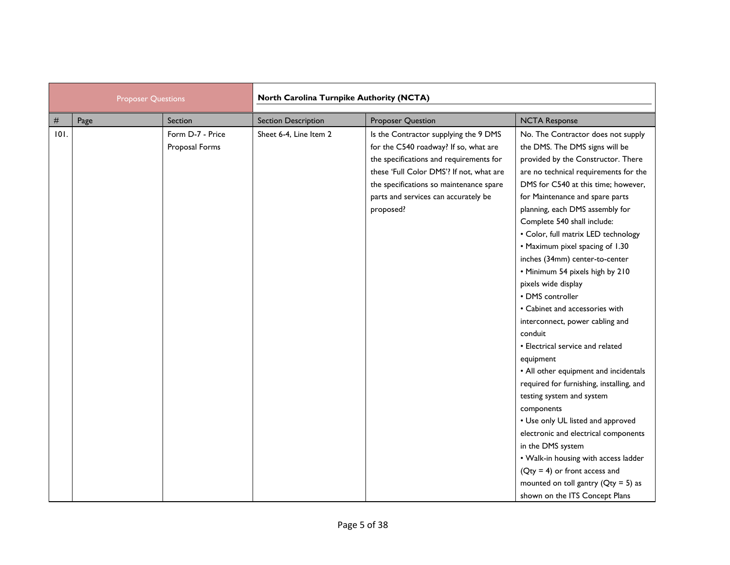| Proposer Questions | | | | North Carolina Turnpike Authority (NCTA) | |
|---|---|---|---|---|---|
| # | Page | Section | Section Description | Proposer Question | NCTA Response |
| 101. | | Form D-7 - Price Proposal Forms | Sheet 6-4, Line Item 2 | Is the Contractor supplying the 9 DMS for the C540 roadway? If so, what are the specifications and requirements for these 'Full Color DMS'? If not, what are the specifications so maintenance spare parts and services can accurately be proposed? | No. The Contractor does not supply the DMS. The DMS signs will be provided by the Constructor. There are no technical requirements for the DMS for C540 at this time; however, for Maintenance and spare parts planning, each DMS assembly for Complete 540 shall include:<br>• Color, full matrix LED technology<br>• Maximum pixel spacing of 1.30 inches (34mm) center-to-center<br>• Minimum 54 pixels high by 210 pixels wide display<br>• DMS controller<br>• Cabinet and accessories with interconnect, power cabling and conduit<br>• Electrical service and related equipment<br>• All other equipment and incidentals required for furnishing, installing, and testing system and system components<br>• Use only UL listed and approved electronic and electrical components in the DMS system<br>• Walk-in housing with access ladder (Qty = 4) or front access and mounted on toll gantry (Qty = 5) as shown on the ITS Concept Plans |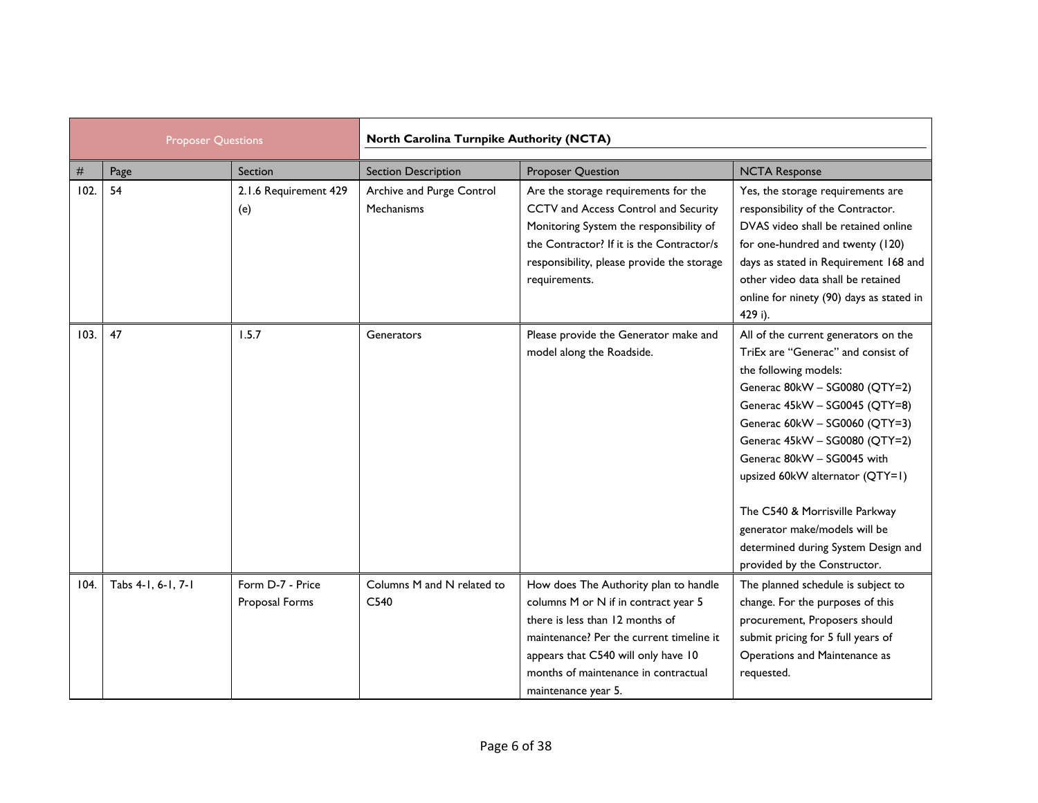| Proposer Questions | | | North Carolina Turnpike Authority (NCTA) | | |
|---|---|---|---|---|---|
| # | Page | Section | Section Description | Proposer Question | NCTA Response |
| 102. | 54 | 2.1.6 Requirement 429 (e) | Archive and Purge Control Mechanisms | Are the storage requirements for the CCTV and Access Control and Security Monitoring System the responsibility of the Contractor? If it is the Contractor/s responsibility, please provide the storage requirements. | Yes, the storage requirements are responsibility of the Contractor. DVAS video shall be retained online for one-hundred and twenty (120) days as stated in Requirement 168 and other video data shall be retained online for ninety (90) days as stated in 429 i). |
| 103. | 47 | 1.5.7 | Generators | Please provide the Generator make and model along the Roadside. | All of the current generators on the TriEx are "Generac" and consist of the following models:<br>Generac 80kW – SG0080 (QTY=2)<br>Generac 45kW – SG0045 (QTY=8)<br>Generac 60kW – SG0060 (QTY=3)<br>Generac 45kW – SG0080 (QTY=2)<br>Generac 80kW – SG0045 with upsized 60kW alternator (QTY=1)<br><br>The C540 & Morrisville Parkway generator make/models will be determined during System Design and provided by the Constructor. |
| 104. | Tabs 4-1, 6-1, 7-1 | Form D-7 - Price Proposal Forms | Columns M and N related to C540 | How does The Authority plan to handle columns M or N if in contract year 5 there is less than 12 months of maintenance? Per the current timeline it appears that C540 will only have 10 months of maintenance in contractual maintenance year 5. | The planned schedule is subject to change. For the purposes of this procurement, Proposers should submit pricing for 5 full years of Operations and Maintenance as requested. |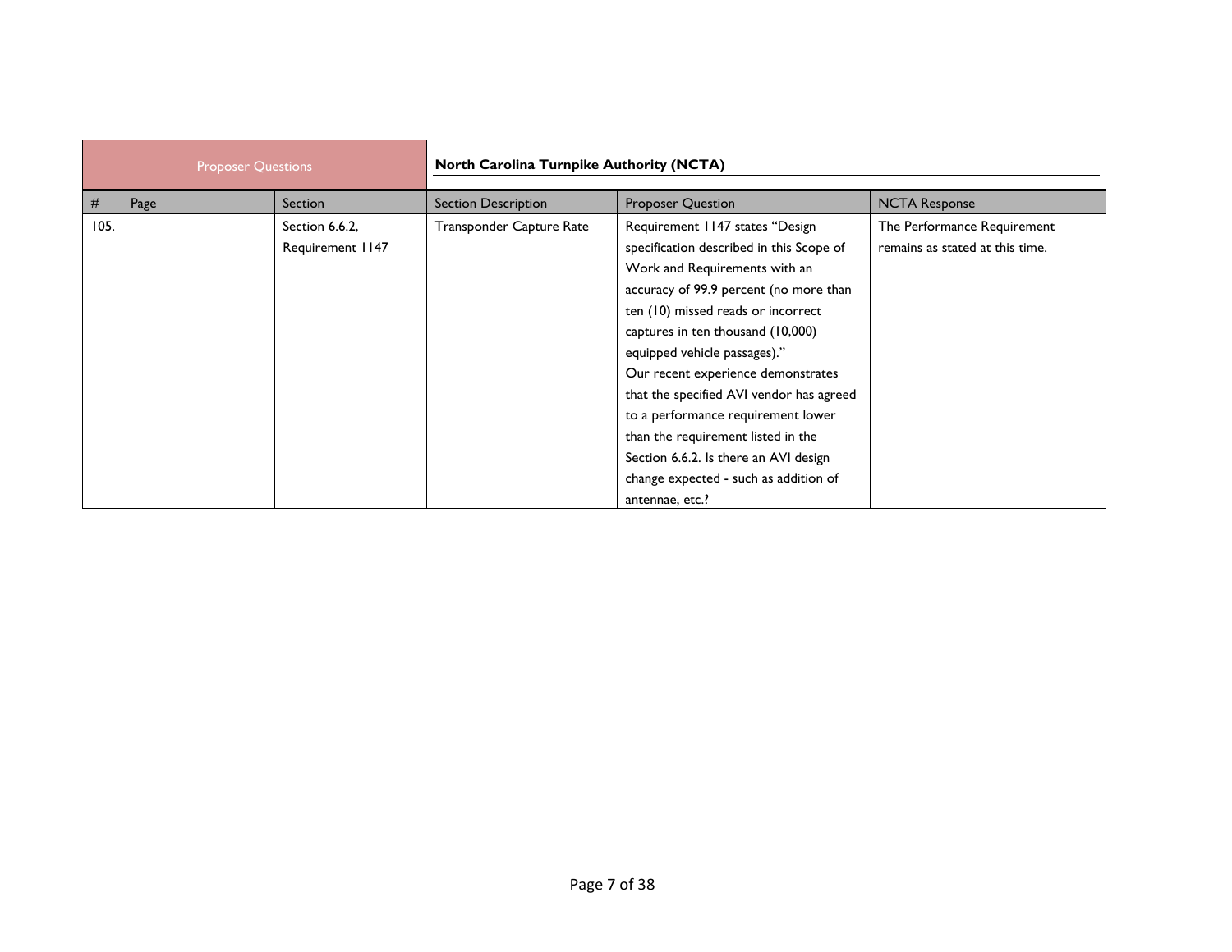| Proposer Questions | | | | North Carolina Turnpike Authority (NCTA) | |
|---|---|---|---|---|---|
| # | Page | Section | Section Description | Proposer Question | NCTA Response |
| 105. | | Section 6.6.2, Requirement 1147 | Transponder Capture Rate | Requirement 1147 states "Design specification described in this Scope of Work and Requirements with an accuracy of 99.9 percent (no more than ten (10) missed reads or incorrect captures in ten thousand (10,000) equipped vehicle passages)." Our recent experience demonstrates that the specified AVI vendor has agreed to a performance requirement lower than the requirement listed in the Section 6.6.2. Is there an AVI design change expected - such as addition of antennae, etc.? | The Performance Requirement remains as stated at this time. |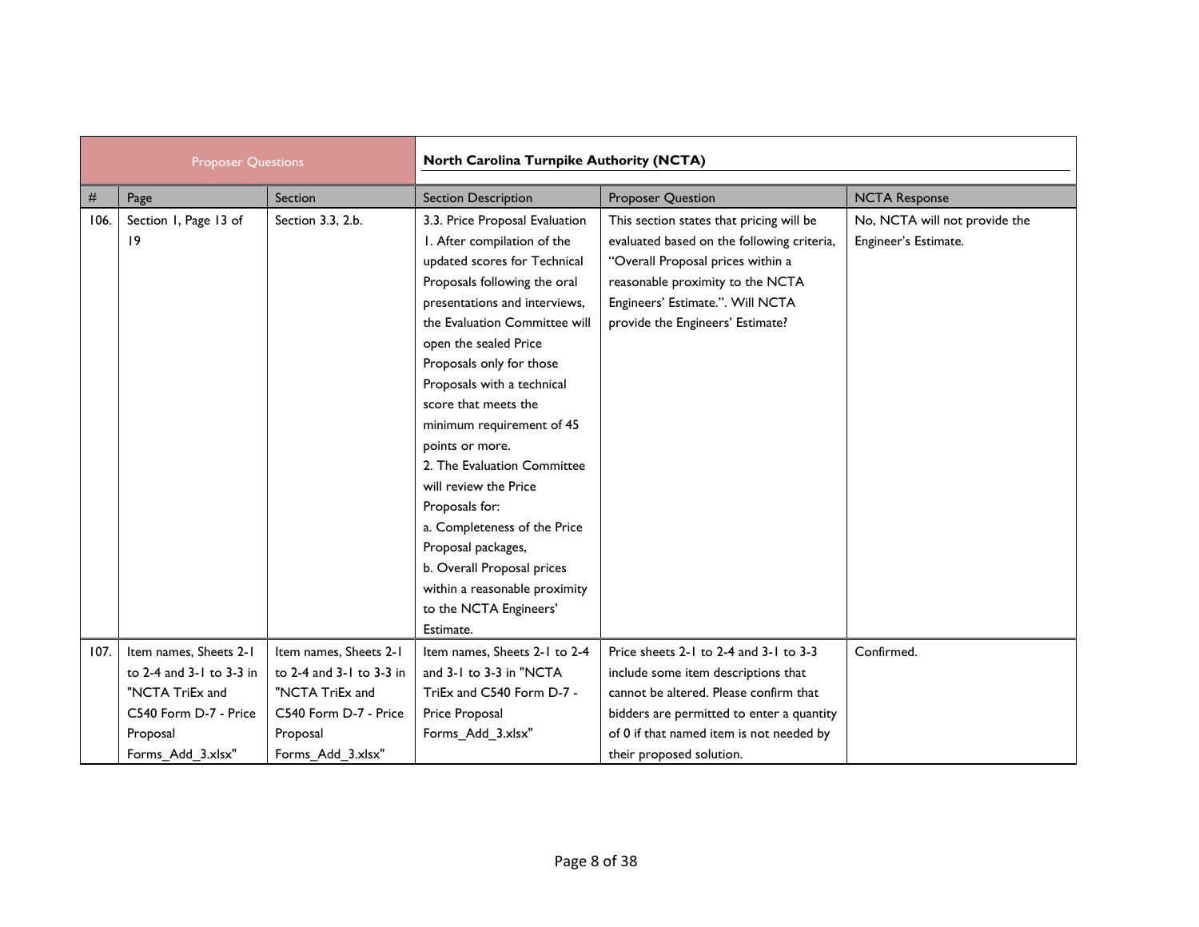| Proposer Questions | | | North Carolina Turnpike Authority (NCTA) | | |
|---|---|---|---|---|---|
| # | Page | Section | Section Description | Proposer Question | NCTA Response |
| 106. | Section 1, Page 13 of 19 | Section 3.3, 2.b. | 3.3. Price Proposal Evaluation<br>1. After compilation of the updated scores for Technical Proposals following the oral presentations and interviews, the Evaluation Committee will open the sealed Price Proposals only for those Proposals with a technical score that meets the minimum requirement of 45 points or more.<br>2. The Evaluation Committee will review the Price Proposals for:<br>a. Completeness of the Price Proposal packages,<br>b. Overall Proposal prices within a reasonable proximity to the NCTA Engineers' Estimate. | This section states that pricing will be evaluated based on the following criteria, "Overall Proposal prices within a reasonable proximity to the NCTA Engineers' Estimate.". Will NCTA provide the Engineers' Estimate? | No, NCTA will not provide the Engineer's Estimate. |
| 107. | Item names, Sheets 2-1 to 2-4 and 3-1 to 3-3 in "NCTA TriEx and C540 Form D-7 - Price Proposal Forms_Add_3.xlsx" | Item names, Sheets 2-1 to 2-4 and 3-1 to 3-3 in "NCTA TriEx and C540 Form D-7 - Price Proposal Forms_Add_3.xlsx" | Item names, Sheets 2-1 to 2-4 and 3-1 to 3-3 in "NCTA TriEx and C540 Form D-7 - Price Proposal Forms_Add_3.xlsx" | Price sheets 2-1 to 2-4 and 3-1 to 3-3 include some item descriptions that cannot be altered. Please confirm that bidders are permitted to enter a quantity of 0 if that named item is not needed by their proposed solution. | Confirmed. |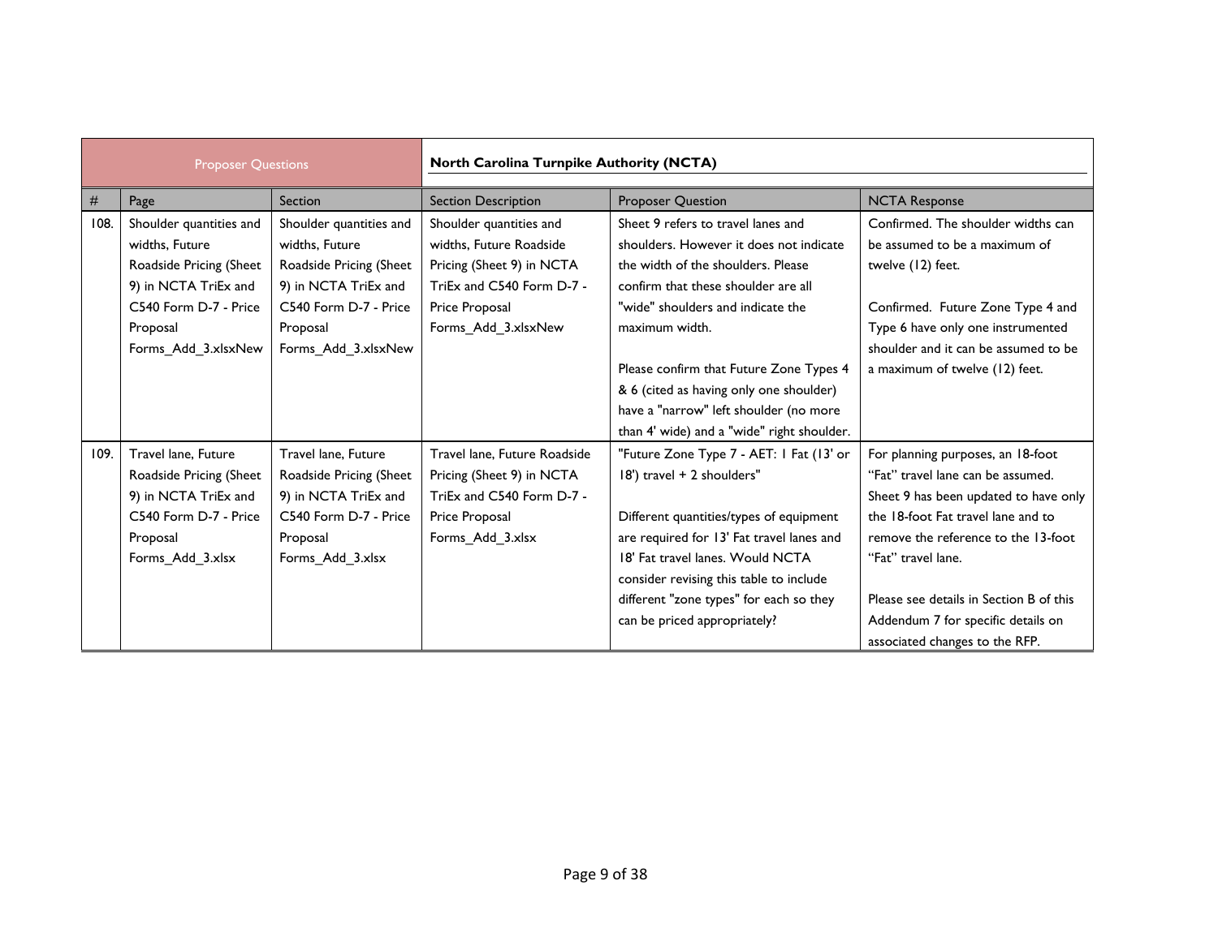| Proposer Questions | | | | North Carolina Turnpike Authority (NCTA) | |
|---|---|---|---|---|---|
| # | Page | Section | Section Description | Proposer Question | NCTA Response |
| 108. | Shoulder quantities and widths, Future Roadside Pricing (Sheet 9) in NCTA TriEx and C540 Form D-7 - Price Proposal Forms_Add_3.xlsxNew | Shoulder quantities and widths, Future Roadside Pricing (Sheet 9) in NCTA TriEx and C540 Form D-7 - Price Proposal Forms_Add_3.xlsxNew | Shoulder quantities and widths, Future Roadside Pricing (Sheet 9) in NCTA TriEx and C540 Form D-7 - Price Proposal Forms_Add_3.xlsxNew | Sheet 9 refers to travel lanes and shoulders. However it does not indicate the width of the shoulders. Please confirm that these shoulder are all "wide" shoulders and indicate the maximum width.<br><br>Please confirm that Future Zone Types 4 & 6 (cited as having only one shoulder) have a "narrow" left shoulder (no more than 4' wide) and a "wide" right shoulder. | Confirmed. The shoulder widths can be assumed to be a maximum of twelve (12) feet.<br><br>Confirmed. Future Zone Type 4 and Type 6 have only one instrumented shoulder and it can be assumed to be a maximum of twelve (12) feet. |
| 109. | Travel lane, Future Roadside Pricing (Sheet 9) in NCTA TriEx and C540 Form D-7 - Price Proposal Forms_Add_3.xlsx | Travel lane, Future Roadside Pricing (Sheet 9) in NCTA TriEx and C540 Form D-7 - Price Proposal Forms_Add_3.xlsx | Travel lane, Future Roadside Pricing (Sheet 9) in NCTA TriEx and C540 Form D-7 - Price Proposal Forms_Add_3.xlsx | "Future Zone Type 7 - AET: 1 Fat (13' or 18') travel + 2 shoulders"<br><br>Different quantities/types of equipment are required for 13' Fat travel lanes and 18' Fat travel lanes. Would NCTA consider revising this table to include different "zone types" for each so they can be priced appropriately? | For planning purposes, an 18-foot "Fat" travel lane can be assumed. Sheet 9 has been updated to have only the 18-foot Fat travel lane and to remove the reference to the 13-foot "Fat" travel lane.<br><br>Please see details in Section B of this Addendum 7 for specific details on associated changes to the RFP. |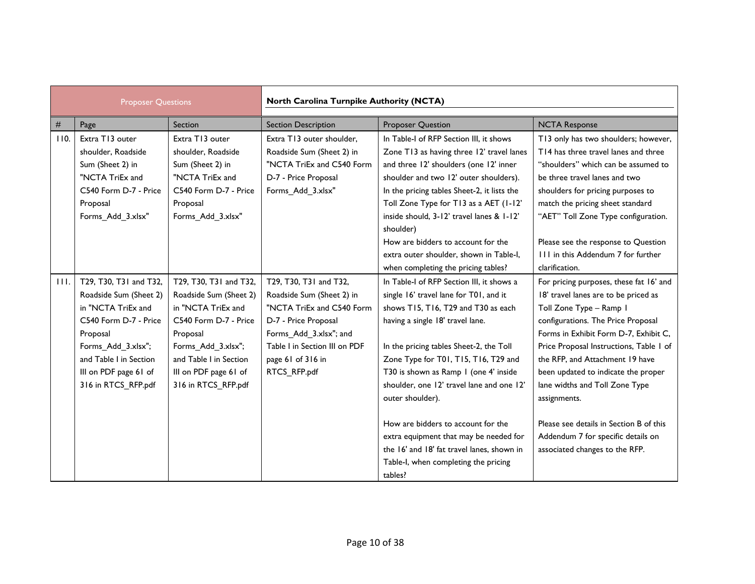| Proposer Questions | | | North Carolina Turnpike Authority (NCTA) | | |
|---|---|---|---|---|---|
| # | Page | Section | Section Description | Proposer Question | NCTA Response |
| 110. | Extra T13 outer shoulder, Roadside Sum (Sheet 2) in "NCTA TriEx and C540 Form D-7 - Price Proposal Forms_Add_3.xlsx" | Extra T13 outer shoulder, Roadside Sum (Sheet 2) in "NCTA TriEx and C540 Form D-7 - Price Proposal Forms_Add_3.xlsx" | Extra T13 outer shoulder, Roadside Sum (Sheet 2) in "NCTA TriEx and C540 Form D-7 - Price Proposal Forms_Add_3.xlsx" | In Table-I of RFP Section III, it shows Zone T13 as having three 12' travel lanes and three 12' shoulders (one 12' inner shoulder and two 12' outer shoulders). In the pricing tables Sheet-2, it lists the Toll Zone Type for T13 as a AET (1-12' inside should, 3-12' travel lanes & 1-12' shoulder)<br><br>How are bidders to account for the extra outer shoulder, shown in Table-I, when completing the pricing tables? | T13 only has two shoulders; however, T14 has three travel lanes and three "shoulders" which can be assumed to be three travel lanes and two shoulders for pricing purposes to match the pricing sheet standard "AET" Toll Zone Type configuration.<br><br>Please see the response to Question 111 in this Addendum 7 for further clarification. |
| 111. | T29, T30, T31 and T32, Roadside Sum (Sheet 2) in "NCTA TriEx and C540 Form D-7 - Price Proposal Forms_Add_3.xlsx"; and Table I in Section III on PDF page 61 of 316 in RTCS_RFP.pdf | T29, T30, T31 and T32, Roadside Sum (Sheet 2) in "NCTA TriEx and C540 Form D-7 - Price Proposal Forms_Add_3.xlsx"; and Table I in Section III on PDF page 61 of 316 in RTCS_RFP.pdf | T29, T30, T31 and T32, Roadside Sum (Sheet 2) in "NCTA TriEx and C540 Form D-7 - Price Proposal Forms_Add_3.xlsx"; and Table I in Section III on PDF page 61 of 316 in RTCS_RFP.pdf | In Table-I of RFP Section III, it shows a single 16' travel lane for T01, and it shows T15, T16, T29 and T30 as each having a single 18' travel lane.<br><br>In the pricing tables Sheet-2, the Toll Zone Type for T01, T15, T16, T29 and T30 is shown as Ramp 1 (one 4' inside shoulder, one 12' travel lane and one 12' outer shoulder).<br><br>How are bidders to account for the extra equipment that may be needed for the 16' and 18' fat travel lanes, shown in Table-I, when completing the pricing tables? | For pricing purposes, these fat 16' and 18' travel lanes are to be priced as Toll Zone Type – Ramp 1 configurations. The Price Proposal Forms in Exhibit Form D-7, Exhibit C, Price Proposal Instructions, Table 1 of the RFP, and Attachment 19 have been updated to indicate the proper lane widths and Toll Zone Type assignments.<br><br>Please see details in Section B of this Addendum 7 for specific details on associated changes to the RFP. |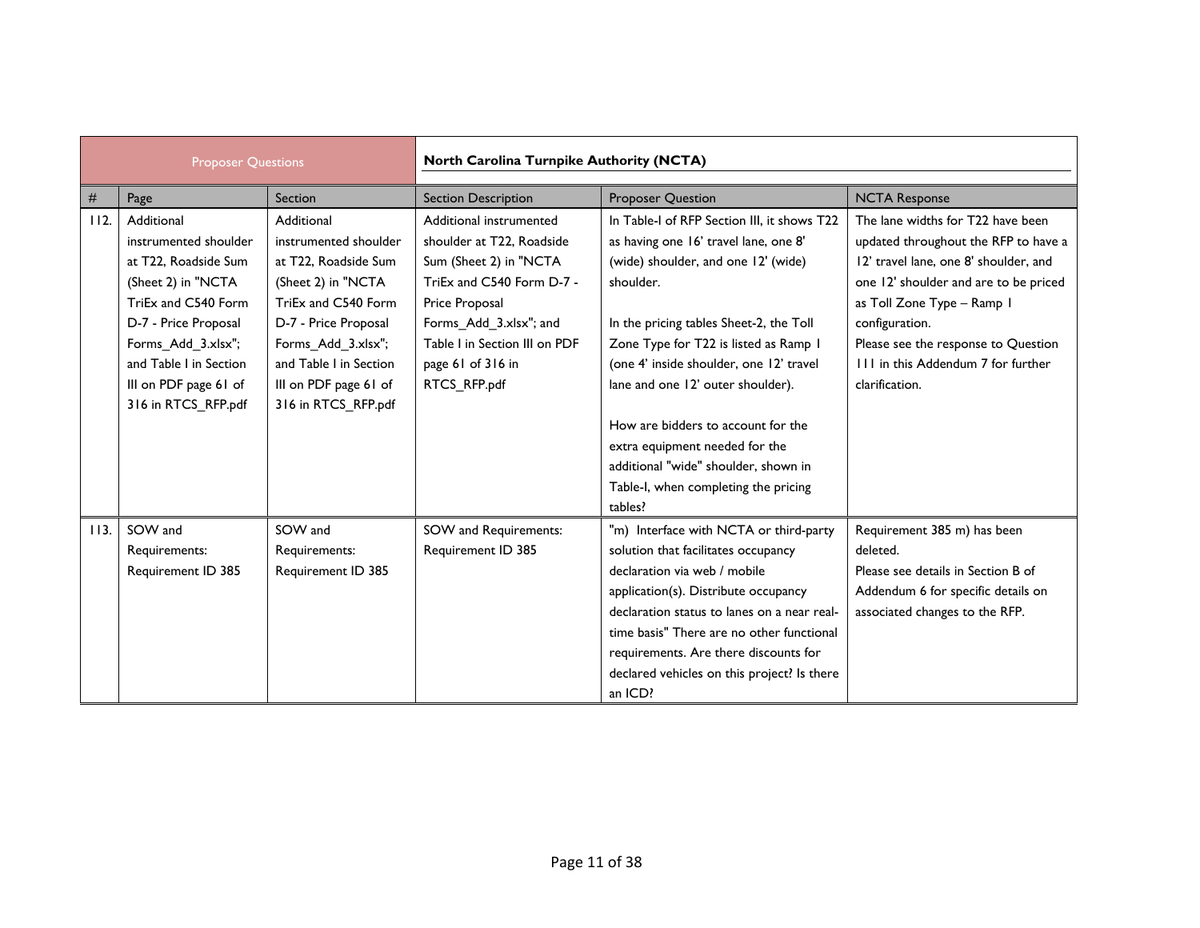| Proposer Questions | | | | | North Carolina Turnpike Authority (NCTA) |
|---|---|---|---|---|---|
| # | Page | Section | Section Description | Proposer Question | NCTA Response |
| 112. | Additional instrumented shoulder at T22, Roadside Sum (Sheet 2) in "NCTA TriEx and C540 Form D-7 - Price Proposal Forms_Add_3.xlsx"; and Table I in Section III on PDF page 61 of 316 in RTCS_RFP.pdf | Additional instrumented shoulder at T22, Roadside Sum (Sheet 2) in "NCTA TriEx and C540 Form D-7 - Price Proposal Forms_Add_3.xlsx"; and Table I in Section III on PDF page 61 of 316 in RTCS_RFP.pdf | Additional instrumented shoulder at T22, Roadside Sum (Sheet 2) in "NCTA TriEx and C540 Form D-7 - Price Proposal Forms_Add_3.xlsx"; and Table I in Section III on PDF page 61 of 316 in RTCS_RFP.pdf | In Table-I of RFP Section III, it shows T22 as having one 16' travel lane, one 8' (wide) shoulder, and one 12' (wide) shoulder.<br><br>In the pricing tables Sheet-2, the Toll Zone Type for T22 is listed as Ramp 1 (one 4' inside shoulder, one 12' travel lane and one 12' outer shoulder).<br><br>How are bidders to account for the extra equipment needed for the additional "wide" shoulder, shown in Table-I, when completing the pricing tables? | The lane widths for T22 have been updated throughout the RFP to have a 12' travel lane, one 8' shoulder, and one 12' shoulder and are to be priced as Toll Zone Type – Ramp 1 configuration.<br>Please see the response to Question 111 in this Addendum 7 for further clarification. |
| 113. | SOW and Requirements: Requirement ID 385 | SOW and Requirements: Requirement ID 385 | SOW and Requirements: Requirement ID 385 | "m) Interface with NCTA or third-party solution that facilitates occupancy declaration via web / mobile application(s). Distribute occupancy declaration status to lanes on a near real-time basis" There are no other functional requirements. Are there discounts for declared vehicles on this project? Is there an ICD? | Requirement 385 m) has been deleted.<br>Please see details in Section B of Addendum 6 for specific details on associated changes to the RFP. |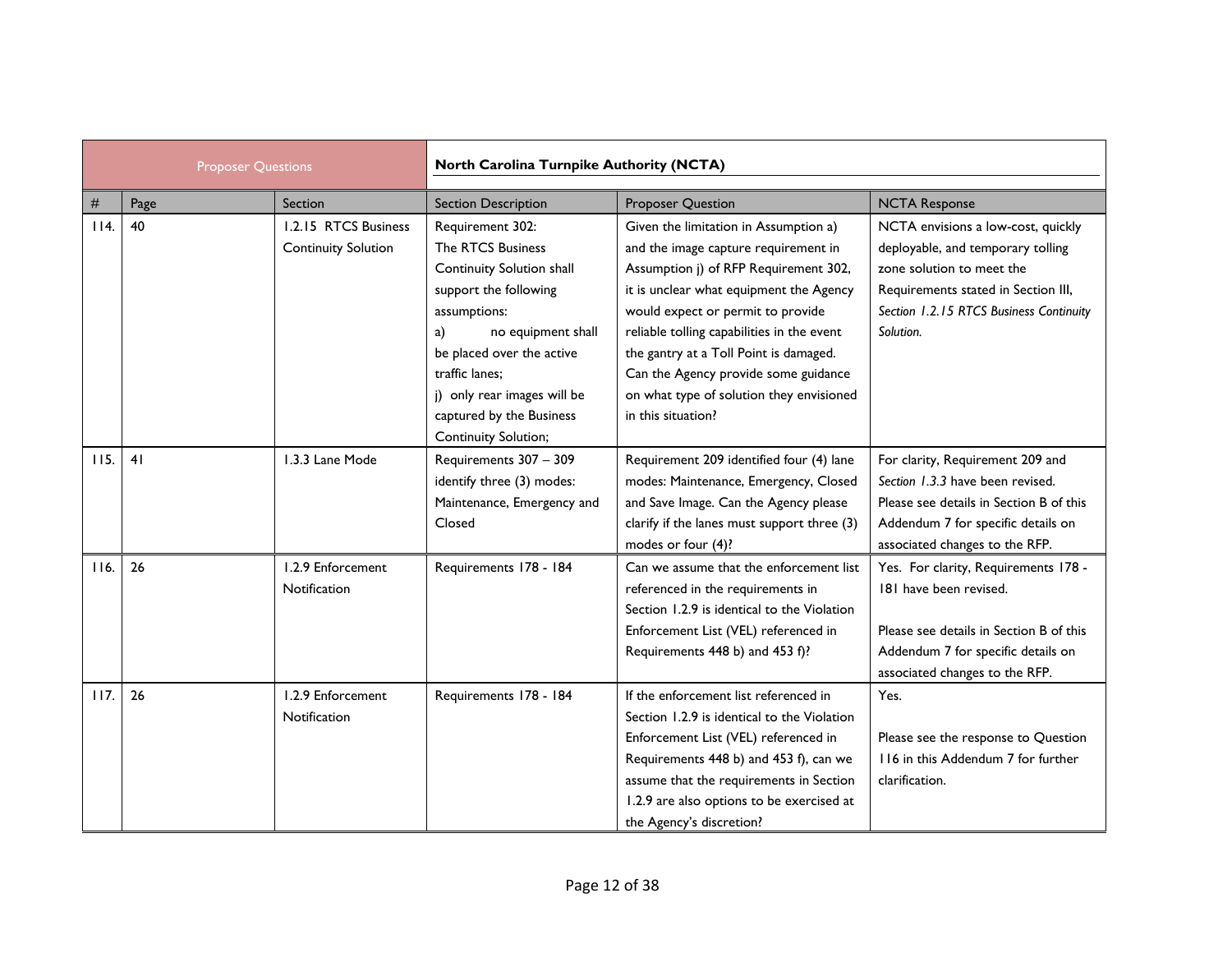| Proposer Questions | | | North Carolina Turnpike Authority (NCTA) | | |
|---|---|---|---|---|---|
| # | Page | Section | Section Description | Proposer Question | NCTA Response |
| 114. | 40 | 1.2.15 RTCS Business Continuity Solution | Requirement 302:<br>The RTCS Business Continuity Solution shall support the following assumptions:<br>a) no equipment shall be placed over the active traffic lanes;<br>j) only rear images will be captured by the Business Continuity Solution; | Given the limitation in Assumption a) and the image capture requirement in Assumption j) of RFP Requirement 302, it is unclear what equipment the Agency would expect or permit to provide reliable tolling capabilities in the event the gantry at a Toll Point is damaged. Can the Agency provide some guidance on what type of solution they envisioned in this situation? | NCTA envisions a low-cost, quickly deployable, and temporary tolling zone solution to meet the Requirements stated in Section III, *Section 1.2.15 RTCS Business Continuity Solution.* |
| 115. | 41 | 1.3.3 Lane Mode | Requirements 307 – 309 identify three (3) modes: Maintenance, Emergency and Closed | Requirement 209 identified four (4) lane modes: Maintenance, Emergency, Closed and Save Image. Can the Agency please clarify if the lanes must support three (3) modes or four (4)? | For clarity, Requirement 209 and *Section 1.3.3* have been revised. Please see details in Section B of this Addendum 7 for specific details on associated changes to the RFP. |
| 116. | 26 | 1.2.9 Enforcement Notification | Requirements 178 - 184 | Can we assume that the enforcement list referenced in the requirements in Section 1.2.9 is identical to the Violation Enforcement List (VEL) referenced in Requirements 448 b) and 453 f)? | Yes. For clarity, Requirements 178 - 181 have been revised.<br><br>Please see details in Section B of this Addendum 7 for specific details on associated changes to the RFP. |
| 117. | 26 | 1.2.9 Enforcement Notification | Requirements 178 - 184 | If the enforcement list referenced in Section 1.2.9 is identical to the Violation Enforcement List (VEL) referenced in Requirements 448 b) and 453 f), can we assume that the requirements in Section 1.2.9 are also options to be exercised at the Agency's discretion? | Yes.<br><br>Please see the response to Question 116 in this Addendum 7 for further clarification. |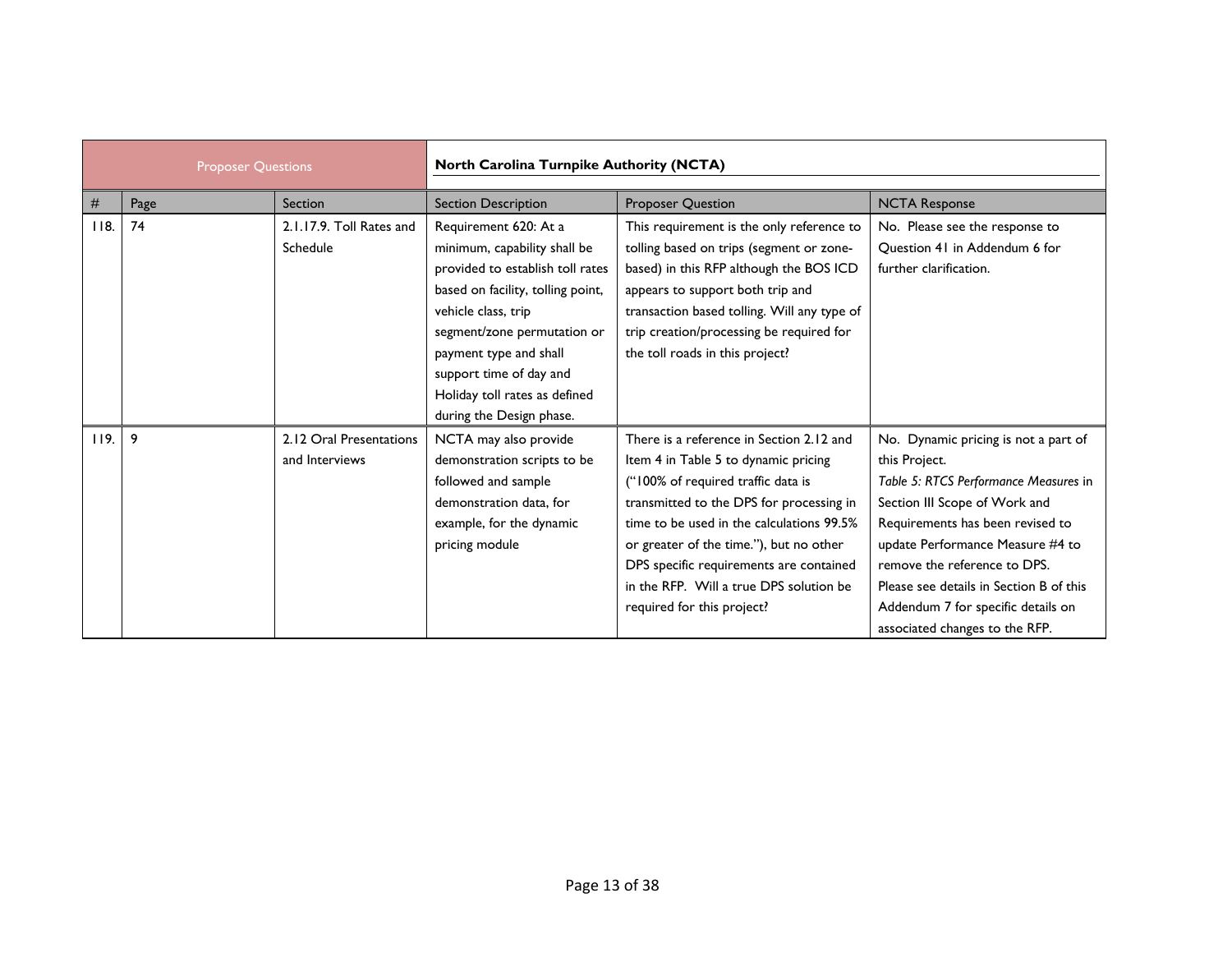| Proposer Questions | | | North Carolina Turnpike Authority (NCTA) | | |
|---|---|---|---|---|---|
| # | Page | Section | Section Description | Proposer Question | NCTA Response |
| 118. | 74 | 2.1.17.9. Toll Rates and Schedule | Requirement 620: At a minimum, capability shall be provided to establish toll rates based on facility, tolling point, vehicle class, trip segment/zone permutation or payment type and shall support time of day and Holiday toll rates as defined during the Design phase. | This requirement is the only reference to tolling based on trips (segment or zone-based) in this RFP although the BOS ICD appears to support both trip and transaction based tolling. Will any type of trip creation/processing be required for the toll roads in this project? | No. Please see the response to Question 41 in Addendum 6 for further clarification. |
| 119. | 9 | 2.12 Oral Presentations and Interviews | NCTA may also provide demonstration scripts to be followed and sample demonstration data, for example, for the dynamic pricing module | There is a reference in Section 2.12 and Item 4 in Table 5 to dynamic pricing ("100% of required traffic data is transmitted to the DPS for processing in time to be used in the calculations 99.5% or greater of the time."), but no other DPS specific requirements are contained in the RFP. Will a true DPS solution be required for this project? | No. Dynamic pricing is not a part of this Project. *Table 5: RTCS Performance Measures* in Section III Scope of Work and Requirements has been revised to update Performance Measure #4 to remove the reference to DPS. Please see details in Section B of this Addendum 7 for specific details on associated changes to the RFP. |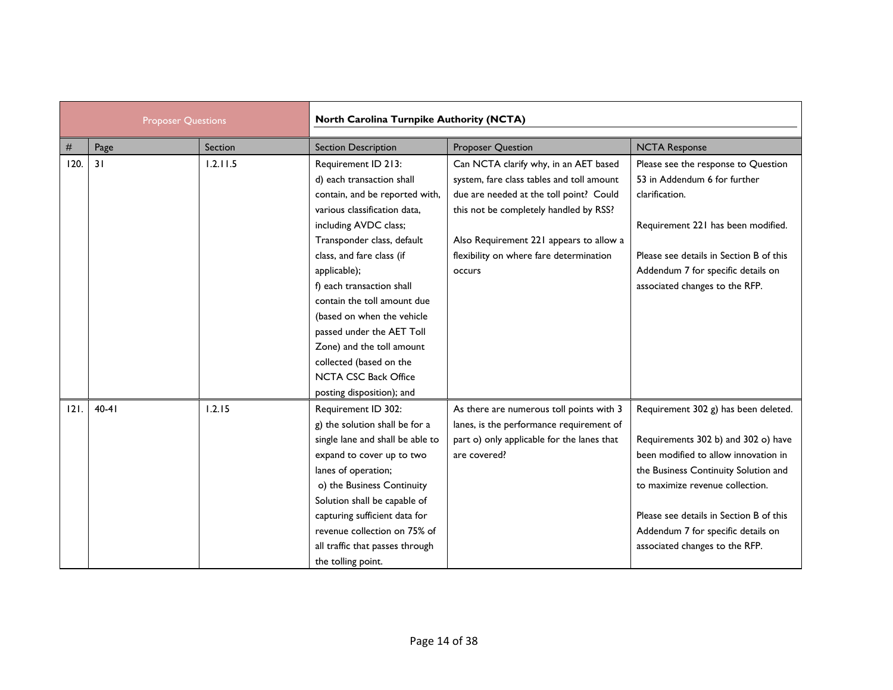| Proposer Questions | | | North Carolina Turnpike Authority (NCTA) | | |
|---|---|---|---|---|---|
| # | Page | Section | Section Description | Proposer Question | NCTA Response |
| 120. | 31 | 1.2.11.5 | Requirement ID 213:<br>d) each transaction shall contain, and be reported with, various classification data, including AVDC class; Transponder class, default class, and fare class (if applicable);<br>f) each transaction shall contain the toll amount due (based on when the vehicle passed under the AET Toll Zone) and the toll amount collected (based on the NCTA CSC Back Office posting disposition); and | Can NCTA clarify why, in an AET based system, fare class tables and toll amount due are needed at the toll point? Could this not be completely handled by RSS?<br><br>Also Requirement 221 appears to allow a flexibility on where fare determination occurs | Please see the response to Question 53 in Addendum 6 for further clarification.<br><br>Requirement 221 has been modified.<br><br>Please see details in Section B of this Addendum 7 for specific details on associated changes to the RFP. |
| 121. | 40-41 | 1.2.15 | Requirement ID 302:<br>g) the solution shall be for a single lane and shall be able to expand to cover up to two lanes of operation;<br>o) the Business Continuity Solution shall be capable of capturing sufficient data for revenue collection on 75% of all traffic that passes through the tolling point. | As there are numerous toll points with 3 lanes, is the performance requirement of part o) only applicable for the lanes that are covered? | Requirement 302 g) has been deleted.<br><br>Requirements 302 b) and 302 o) have been modified to allow innovation in the Business Continuity Solution and to maximize revenue collection.<br><br>Please see details in Section B of this Addendum 7 for specific details on associated changes to the RFP. |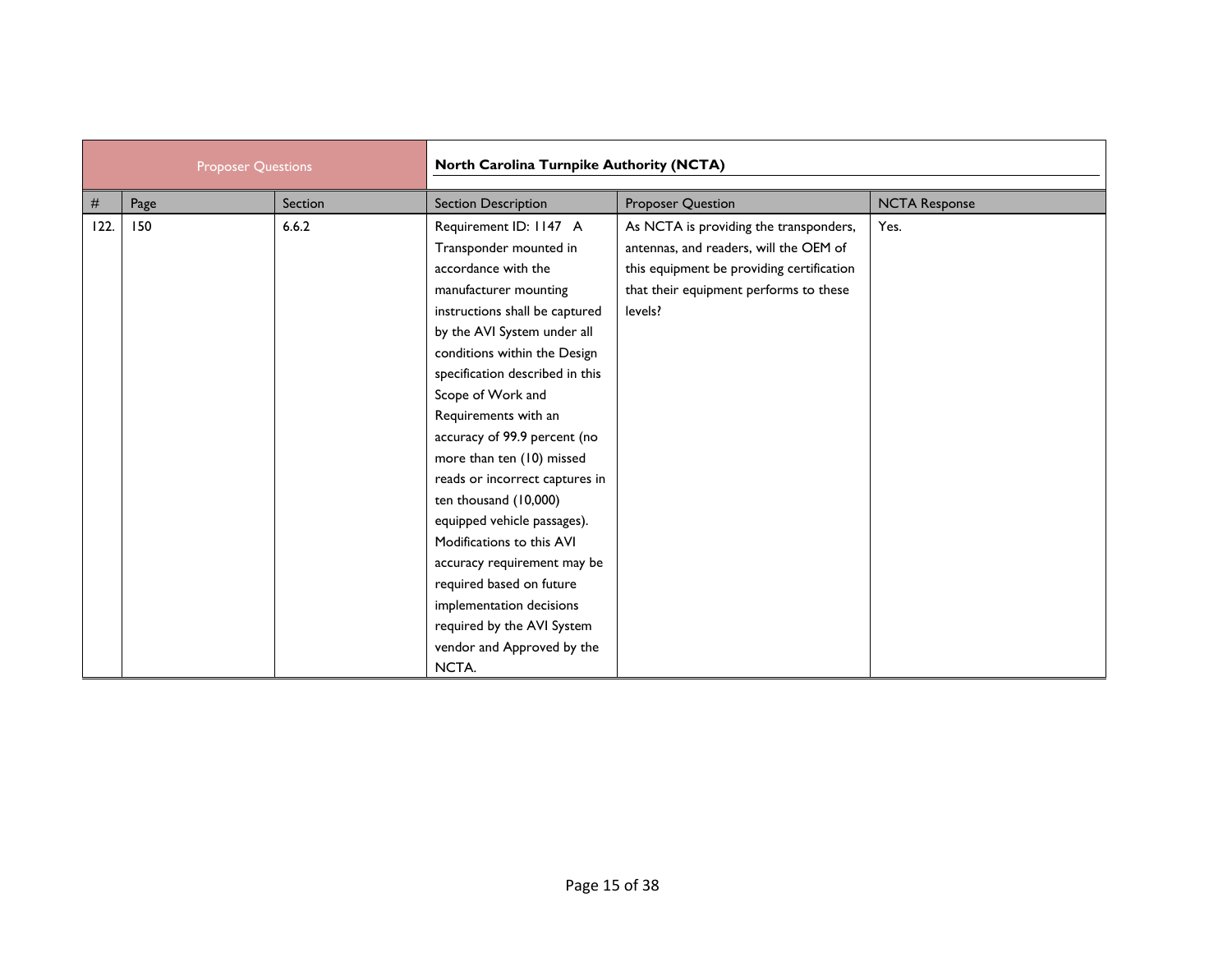| Proposer Questions | | | North Carolina Turnpike Authority (NCTA) | | |
|---|---|---|---|---|---|
| # | Page | Section | Section Description | Proposer Question | NCTA Response |
| 122. | 150 | 6.6.2 | Requirement ID: 1147 A Transponder mounted in accordance with the manufacturer mounting instructions shall be captured by the AVI System under all conditions within the Design specification described in this Scope of Work and Requirements with an accuracy of 99.9 percent (no more than ten (10) missed reads or incorrect captures in ten thousand (10,000) equipped vehicle passages). Modifications to this AVI accuracy requirement may be required based on future implementation decisions required by the AVI System vendor and Approved by the NCTA. | As NCTA is providing the transponders, antennas, and readers, will the OEM of this equipment be providing certification that their equipment performs to these levels? | Yes. |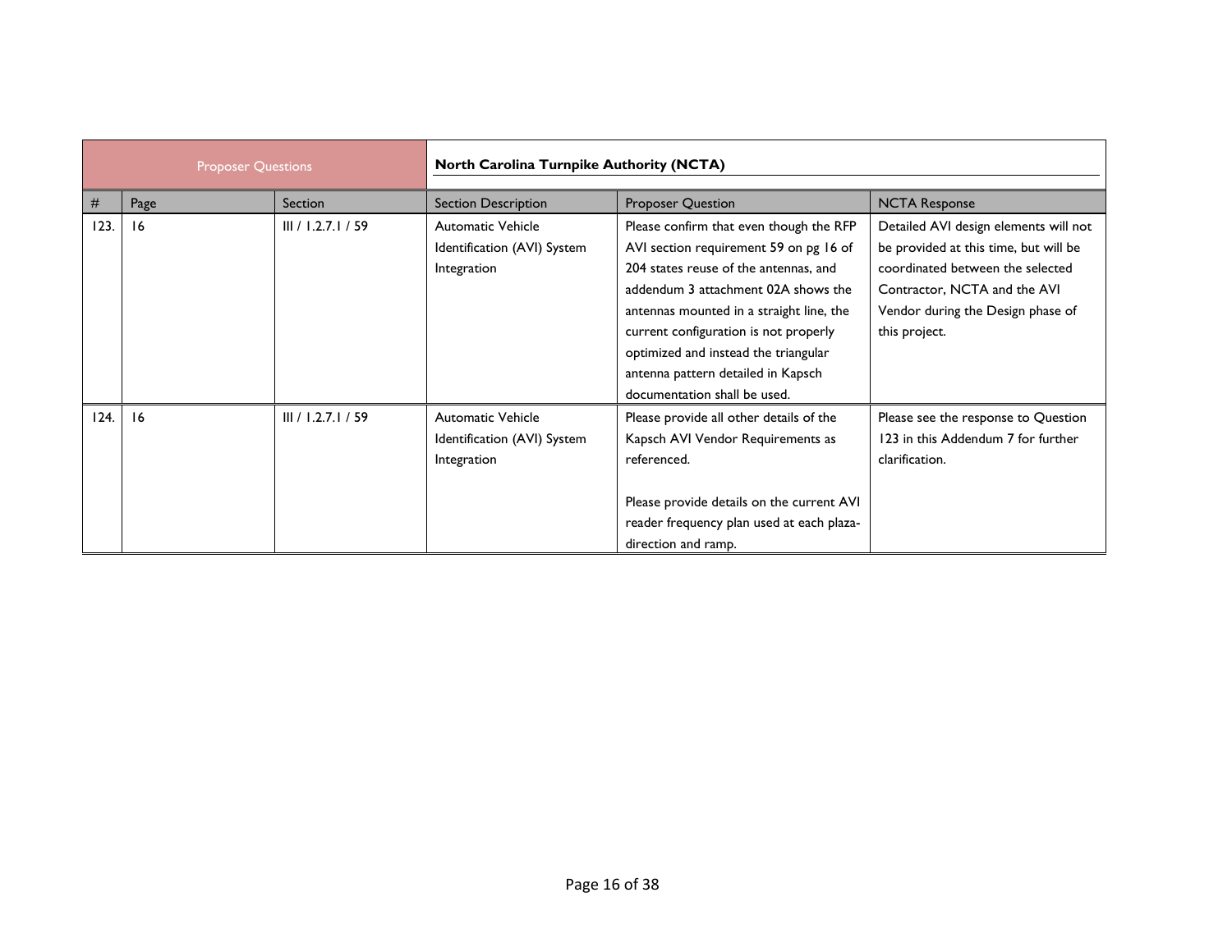| Proposer Questions | | | | North Carolina Turnpike Authority (NCTA) | |
|---|---|---|---|---|---|
| # | Page | Section | Section Description | Proposer Question | NCTA Response |
| 123. | 16 | III / 1.2.7.1 / 59 | Automatic Vehicle Identification (AVI) System Integration | Please confirm that even though the RFP AVI section requirement 59 on pg 16 of 204 states reuse of the antennas, and addendum 3 attachment 02A shows the antennas mounted in a straight line, the current configuration is not properly optimized and instead the triangular antenna pattern detailed in Kapsch documentation shall be used. | Detailed AVI design elements will not be provided at this time, but will be coordinated between the selected Contractor, NCTA and the AVI Vendor during the Design phase of this project. |
| 124. | 16 | III / 1.2.7.1 / 59 | Automatic Vehicle Identification (AVI) System Integration | Please provide all other details of the Kapsch AVI Vendor Requirements as referenced.<br><br>Please provide details on the current AVI reader frequency plan used at each plaza-direction and ramp. | Please see the response to Question 123 in this Addendum 7 for further clarification. |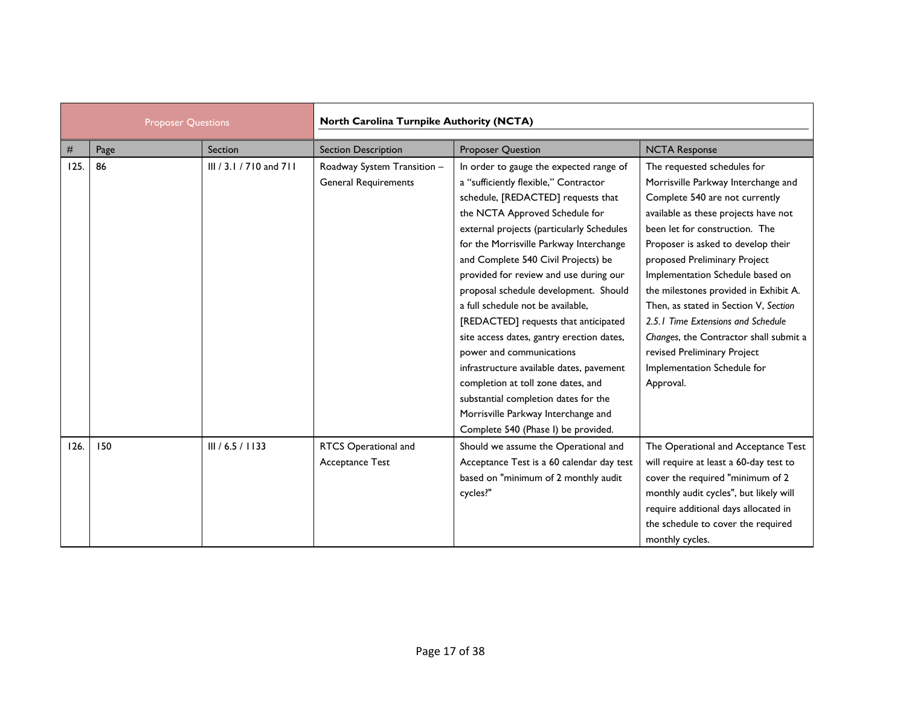| Proposer Questions | | | North Carolina Turnpike Authority (NCTA) | | |
|---|---|---|---|---|---|
| # | Page | Section | Section Description | Proposer Question | NCTA Response |
| 125. | 86 | III / 3.1 / 710 and 711 | Roadway System Transition – General Requirements | In order to gauge the expected range of a "sufficiently flexible," Contractor schedule, [REDACTED] requests that the NCTA Approved Schedule for external projects (particularly Schedules for the Morrisville Parkway Interchange and Complete 540 Civil Projects) be provided for review and use during our proposal schedule development. Should a full schedule not be available, [REDACTED] requests that anticipated site access dates, gantry erection dates, power and communications infrastructure available dates, pavement completion at toll zone dates, and substantial completion dates for the Morrisville Parkway Interchange and Complete 540 (Phase I) be provided. | The requested schedules for Morrisville Parkway Interchange and Complete 540 are not currently available as these projects have not been let for construction. The Proposer is asked to develop their proposed Preliminary Project Implementation Schedule based on the milestones provided in Exhibit A. Then, as stated in Section V, *Section 2.5.1 Time Extensions and Schedule Changes*, the Contractor shall submit a revised Preliminary Project Implementation Schedule for Approval. |
| 126. | 150 | III / 6.5 / 1133 | RTCS Operational and Acceptance Test | Should we assume the Operational and Acceptance Test is a 60 calendar day test based on "minimum of 2 monthly audit cycles?" | The Operational and Acceptance Test will require at least a 60-day test to cover the required "minimum of 2 monthly audit cycles", but likely will require additional days allocated in the schedule to cover the required monthly cycles. |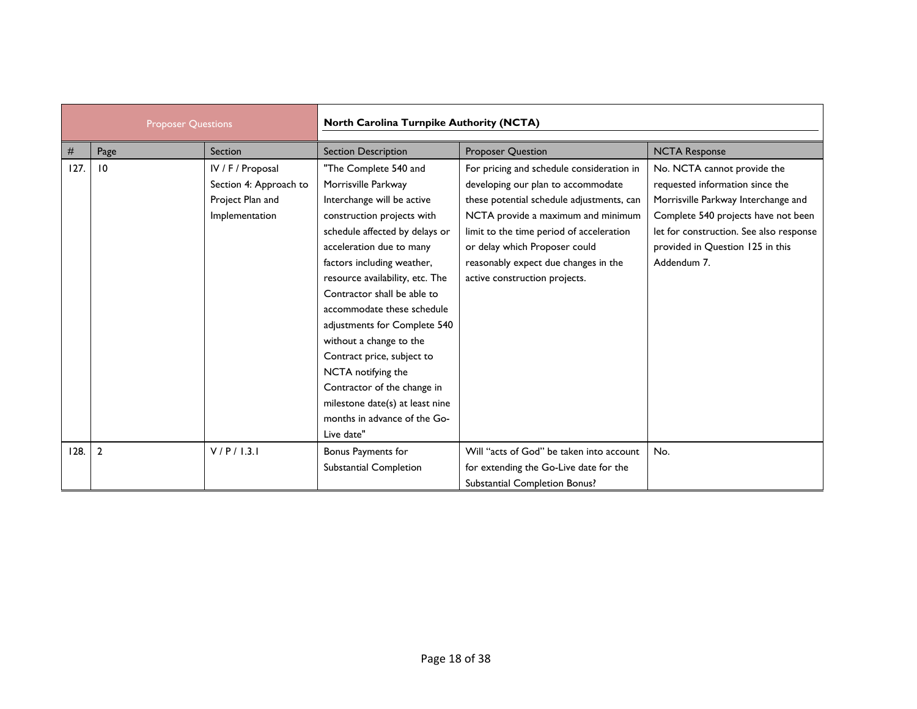| Proposer Questions | | | | North Carolina Turnpike Authority (NCTA) | |
|---|---|---|---|---|---|
| # | Page | Section | Section Description | Proposer Question | NCTA Response |
| 127. | 10 | IV / F / Proposal Section 4: Approach to Project Plan and Implementation | "The Complete 540 and Morrisville Parkway Interchange will be active construction projects with schedule affected by delays or acceleration due to many factors including weather, resource availability, etc. The Contractor shall be able to accommodate these schedule adjustments for Complete 540 without a change to the Contract price, subject to NCTA notifying the Contractor of the change in milestone date(s) at least nine months in advance of the Go-Live date" | For pricing and schedule consideration in developing our plan to accommodate these potential schedule adjustments, can NCTA provide a maximum and minimum limit to the time period of acceleration or delay which Proposer could reasonably expect due changes in the active construction projects. | No. NCTA cannot provide the requested information since the Morrisville Parkway Interchange and Complete 540 projects have not been let for construction. See also response provided in Question 125 in this Addendum 7. |
| 128. | 2 | V / P / 1.3.1 | Bonus Payments for Substantial Completion | Will "acts of God" be taken into account for extending the Go-Live date for the Substantial Completion Bonus? | No. |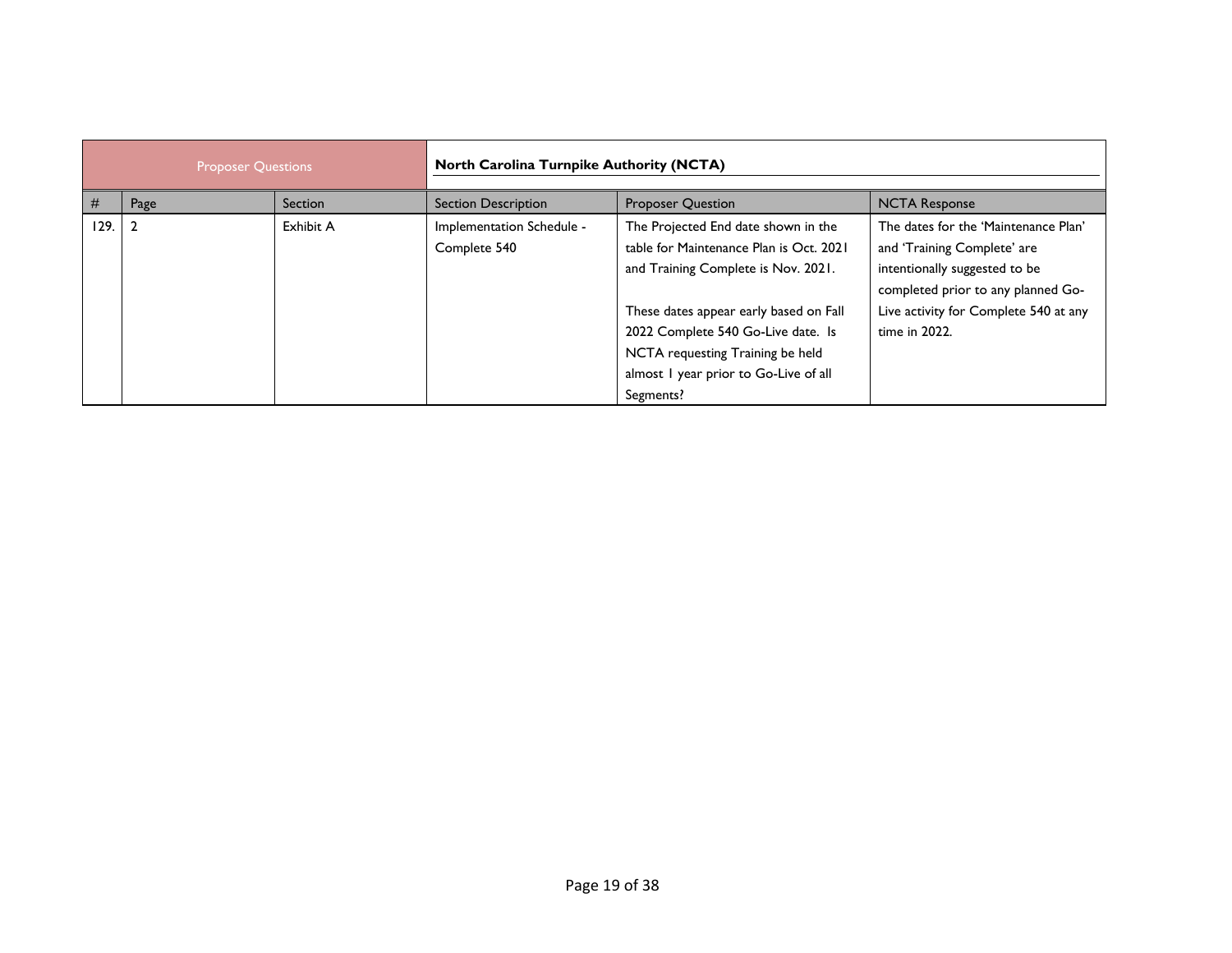| Proposer Questions | | | North Carolina Turnpike Authority (NCTA) | | |
|---|---|---|---|---|---|
| # | Page | Section | Section Description | Proposer Question | NCTA Response |
| 129. | 2 | Exhibit A | Implementation Schedule - Complete 540 | The Projected End date shown in the table for Maintenance Plan is Oct. 2021 and Training Complete is Nov. 2021.<br><br>These dates appear early based on Fall 2022 Complete 540 Go-Live date. Is NCTA requesting Training be held almost 1 year prior to Go-Live of all Segments? | The dates for the 'Maintenance Plan' and 'Training Complete' are intentionally suggested to be completed prior to any planned Go-Live activity for Complete 540 at any time in 2022. |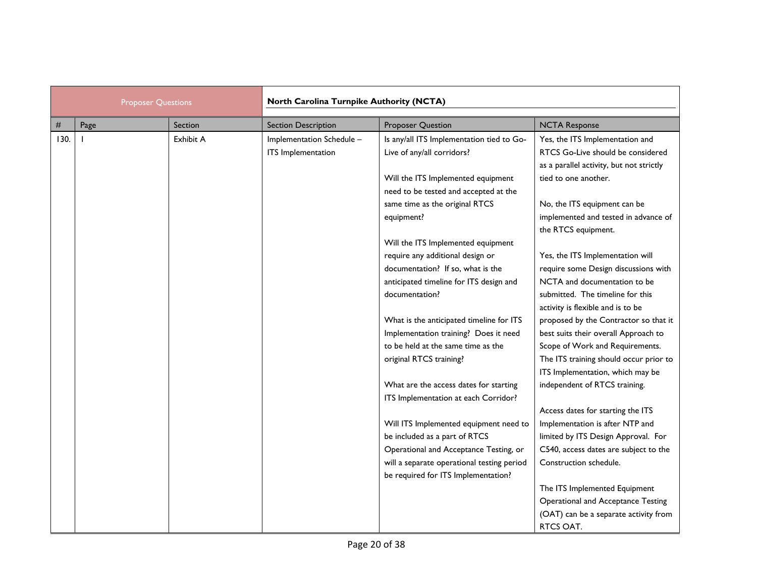| Proposer Questions | | | North Carolina Turnpike Authority (NCTA) | | |
|---|---|---|---|---|---|
| # | Page | Section | Section Description | Proposer Question | NCTA Response |
| 130. | 1 | Exhibit A | Implementation Schedule – ITS Implementation | Is any/all ITS Implementation tied to Go-Live of any/all corridors?<br><br>Will the ITS Implemented equipment need to be tested and accepted at the same time as the original RTCS equipment?<br><br>Will the ITS Implemented equipment require any additional design or documentation? If so, what is the anticipated timeline for ITS design and documentation?<br><br>What is the anticipated timeline for ITS Implementation training? Does it need to be held at the same time as the original RTCS training?<br><br>What are the access dates for starting ITS Implementation at each Corridor?<br><br>Will ITS Implemented equipment need to be included as a part of RTCS Operational and Acceptance Testing, or will a separate operational testing period be required for ITS Implementation? | Yes, the ITS Implementation and RTCS Go-Live should be considered as a parallel activity, but not strictly tied to one another.<br><br>No, the ITS equipment can be implemented and tested in advance of the RTCS equipment.<br><br>Yes, the ITS Implementation will require some Design discussions with NCTA and documentation to be submitted. The timeline for this activity is flexible and is to be proposed by the Contractor so that it best suits their overall Approach to Scope of Work and Requirements. The ITS training should occur prior to ITS Implementation, which may be independent of RTCS training.<br><br>Access dates for starting the ITS Implementation is after NTP and limited by ITS Design Approval. For C540, access dates are subject to the Construction schedule.<br><br>The ITS Implemented Equipment Operational and Acceptance Testing (OAT) can be a separate activity from RTCS OAT. |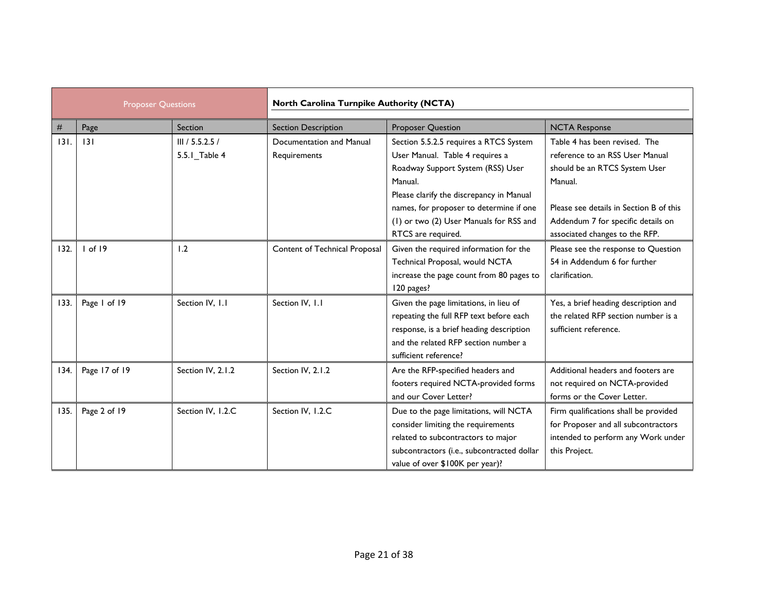| Proposer Questions | | | North Carolina Turnpike Authority (NCTA) | | |
|---|---|---|---|---|---|
| # | Page | Section | Section Description | Proposer Question | NCTA Response |
| 131. | 131 | III / 5.5.2.5 / 5.5.1_Table 4 | Documentation and Manual Requirements | Section 5.5.2.5 requires a RTCS System User Manual. Table 4 requires a Roadway Support System (RSS) User Manual.<br>Please clarify the discrepancy in Manual names, for proposer to determine if one (1) or two (2) User Manuals for RSS and RTCS are required. | Table 4 has been revised. The reference to an RSS User Manual should be an RTCS System User Manual.<br><br>Please see details in Section B of this Addendum 7 for specific details on associated changes to the RFP. |
| 132. | 1 of 19 | 1.2 | Content of Technical Proposal | Given the required information for the Technical Proposal, would NCTA increase the page count from 80 pages to 120 pages? | Please see the response to Question 54 in Addendum 6 for further clarification. |
| 133. | Page 1 of 19 | Section IV, 1.1 | Section IV, 1.1 | Given the page limitations, in lieu of repeating the full RFP text before each response, is a brief heading description and the related RFP section number a sufficient reference? | Yes, a brief heading description and the related RFP section number is a sufficient reference. |
| 134. | Page 17 of 19 | Section IV, 2.1.2 | Section IV, 2.1.2 | Are the RFP-specified headers and footers required NCTA-provided forms and our Cover Letter? | Additional headers and footers are not required on NCTA-provided forms or the Cover Letter. |
| 135. | Page 2 of 19 | Section IV, 1.2.C | Section IV, 1.2.C | Due to the page limitations, will NCTA consider limiting the requirements related to subcontractors to major subcontractors (i.e., subcontracted dollar value of over $100K per year)? | Firm qualifications shall be provided for Proposer and all subcontractors intended to perform any Work under this Project. |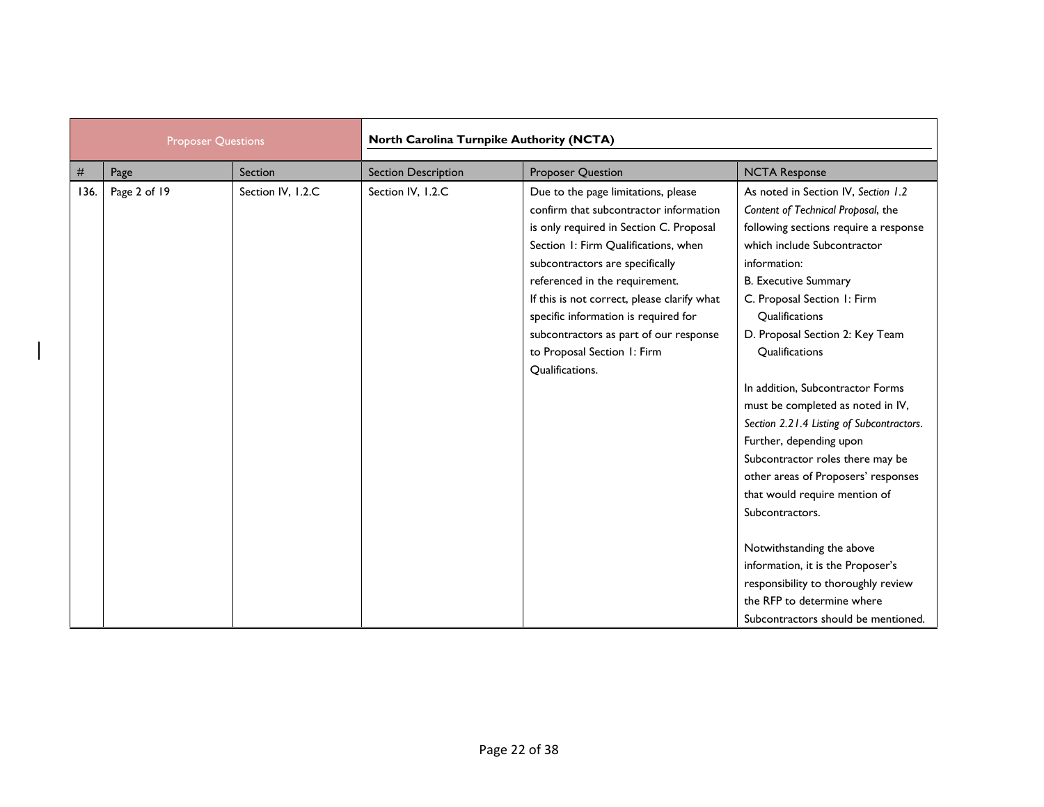| Proposer Questions | | | | North Carolina Turnpike Authority (NCTA) | |
|---|---|---|---|---|---|
| # | Page | Section | Section Description | Proposer Question | NCTA Response |
| 136. | Page 2 of 19 | Section IV, 1.2.C | Section IV, 1.2.C | Due to the page limitations, please confirm that subcontractor information is only required in Section C. Proposal Section 1: Firm Qualifications, when subcontractors are specifically referenced in the requirement.<br>If this is not correct, please clarify what specific information is required for subcontractors as part of our response to Proposal Section 1: Firm Qualifications. | As noted in Section IV, *Section 1.2 Content of Technical Proposal*, the following sections require a response which include Subcontractor information:<br>B. Executive Summary<br>C. Proposal Section 1: Firm Qualifications<br>D. Proposal Section 2: Key Team Qualifications<br><br>In addition, Subcontractor Forms must be completed as noted in IV, *Section 2.21.4 Listing of Subcontractors*. Further, depending upon Subcontractor roles there may be other areas of Proposers' responses that would require mention of Subcontractors.<br><br>Notwithstanding the above information, it is the Proposer's responsibility to thoroughly review the RFP to determine where Subcontractors should be mentioned. |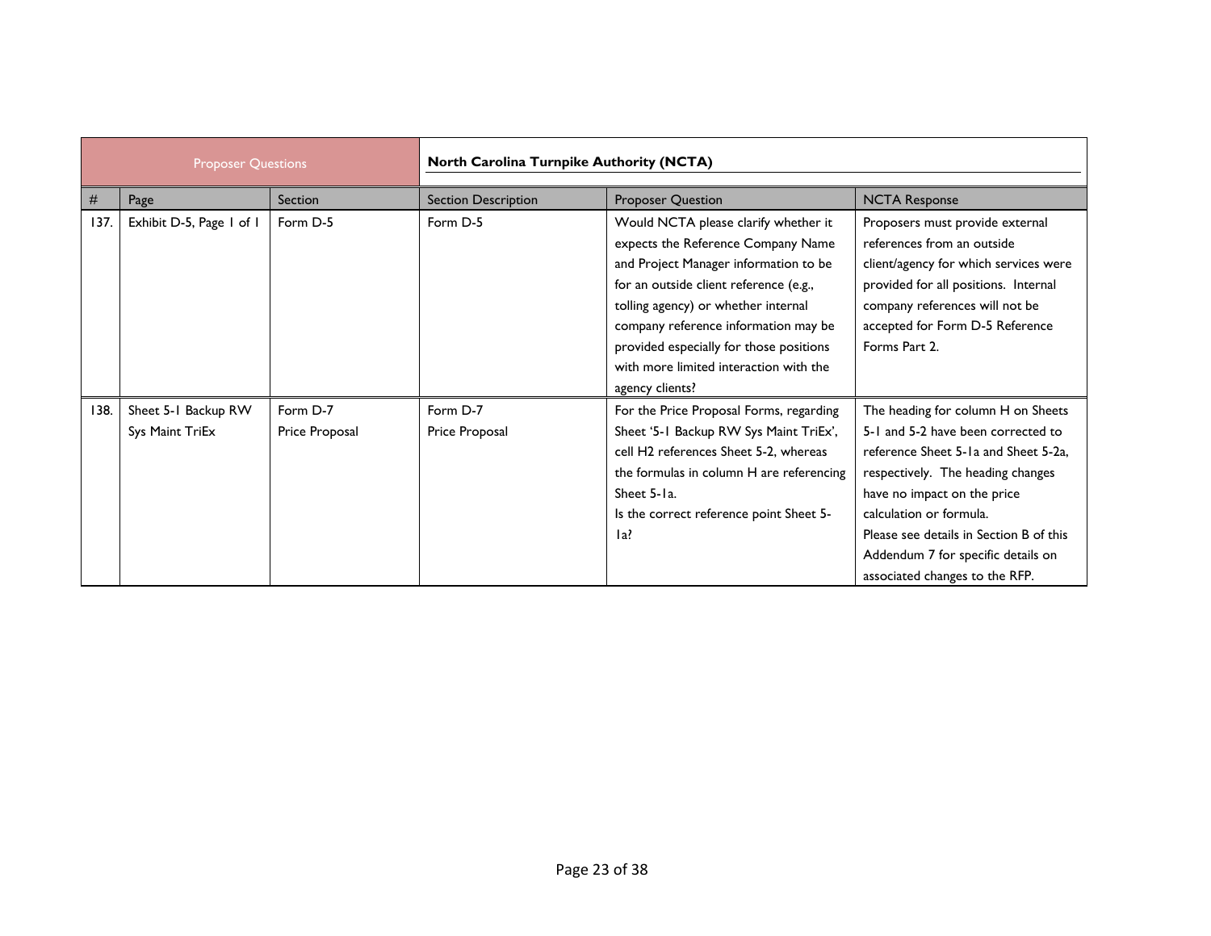| Proposer Questions | | | North Carolina Turnpike Authority (NCTA) | | |
|---|---|---|---|---|---|
| # | Page | Section | Section Description | Proposer Question | NCTA Response |
| 137. | Exhibit D-5, Page 1 of 1 | Form D-5 | Form D-5 | Would NCTA please clarify whether it expects the Reference Company Name and Project Manager information to be for an outside client reference (e.g., tolling agency) or whether internal company reference information may be provided especially for those positions with more limited interaction with the agency clients? | Proposers must provide external references from an outside client/agency for which services were provided for all positions. Internal company references will not be accepted for Form D-5 Reference Forms Part 2. |
| 138. | Sheet 5-1 Backup RW Sys Maint TriEx | Form D-7 Price Proposal | Form D-7 Price Proposal | For the Price Proposal Forms, regarding Sheet '5-1 Backup RW Sys Maint TriEx', cell H2 references Sheet 5-2, whereas the formulas in column H are referencing Sheet 5-1a. Is the correct reference point Sheet 5-1a? | The heading for column H on Sheets 5-1 and 5-2 have been corrected to reference Sheet 5-1a and Sheet 5-2a, respectively. The heading changes have no impact on the price calculation or formula. Please see details in Section B of this Addendum 7 for specific details on associated changes to the RFP. |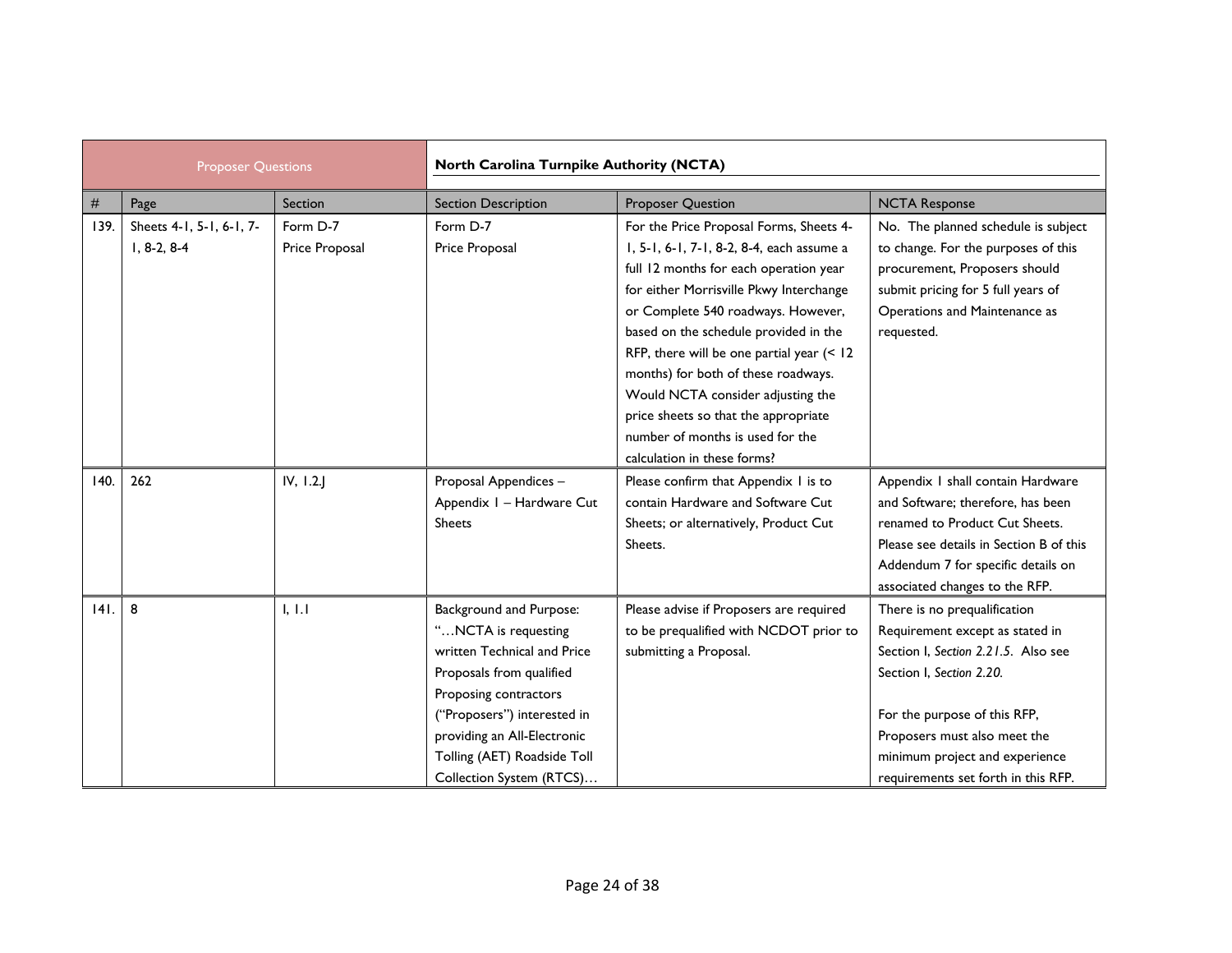| Proposer Questions | | | North Carolina Turnpike Authority (NCTA) | | |
|---|---|---|---|---|---|
| # | Page | Section | Section Description | Proposer Question | NCTA Response |
| 139. | Sheets 4-1, 5-1, 6-1, 7-1, 8-2, 8-4 | Form D-7 Price Proposal | Form D-7 Price Proposal | For the Price Proposal Forms, Sheets 4-1, 5-1, 6-1, 7-1, 8-2, 8-4, each assume a full 12 months for each operation year for either Morrisville Pkwy Interchange or Complete 540 roadways. However, based on the schedule provided in the RFP, there will be one partial year (< 12 months) for both of these roadways. Would NCTA consider adjusting the price sheets so that the appropriate number of months is used for the calculation in these forms? | No. The planned schedule is subject to change. For the purposes of this procurement, Proposers should submit pricing for 5 full years of Operations and Maintenance as requested. |
| 140. | 262 | IV, 1.2.J | Proposal Appendices – Appendix I – Hardware Cut Sheets | Please confirm that Appendix I is to contain Hardware and Software Cut Sheets; or alternatively, Product Cut Sheets. | Appendix I shall contain Hardware and Software; therefore, has been renamed to Product Cut Sheets. Please see details in Section B of this Addendum 7 for specific details on associated changes to the RFP. |
| 141. | 8 | I, 1.1 | Background and Purpose: "…NCTA is requesting written Technical and Price Proposals from qualified Proposing contractors ("Proposers") interested in providing an All-Electronic Tolling (AET) Roadside Toll Collection System (RTCS)… | Please advise if Proposers are required to be prequalified with NCDOT prior to submitting a Proposal. | There is no prequalification Requirement except as stated in Section I, *Section 2.21.5*. Also see Section I, *Section 2.20.*<br><br>For the purpose of this RFP, Proposers must also meet the minimum project and experience requirements set forth in this RFP. |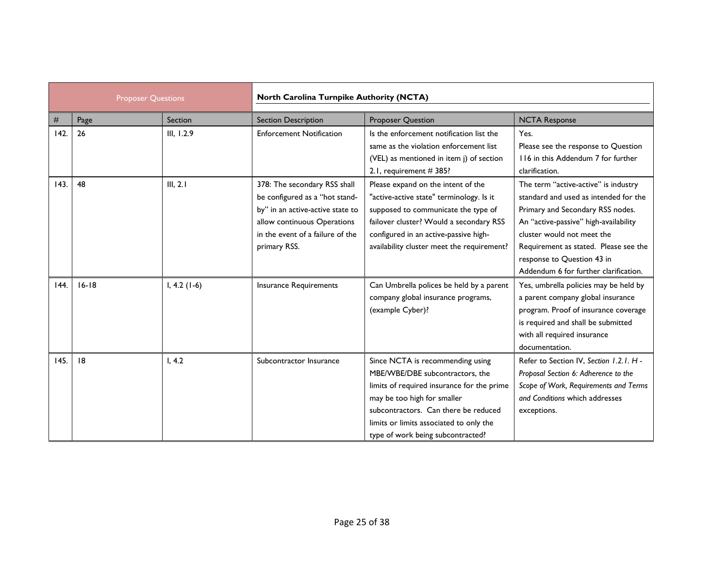| Proposer Questions | | | North Carolina Turnpike Authority (NCTA) | | |
|---|---|---|---|---|---|
| # | Page | Section | Section Description | Proposer Question | NCTA Response |
| 142. | 26 | III, 1.2.9 | Enforcement Notification | Is the enforcement notification list the same as the violation enforcement list (VEL) as mentioned in item j) of section 2.1, requirement # 385? | Yes.<br>Please see the response to Question 116 in this Addendum 7 for further clarification. |
| 143. | 48 | III, 2.1 | 378: The secondary RSS shall be configured as a "hot stand-by" in an active-active state to allow continuous Operations in the event of a failure of the primary RSS. | Please expand on the intent of the "active-active state" terminology. Is it supposed to communicate the type of failover cluster? Would a secondary RSS configured in an active-passive high-availability cluster meet the requirement? | The term "active-active" is industry standard and used as intended for the Primary and Secondary RSS nodes. An "active-passive" high-availability cluster would not meet the Requirement as stated. Please see the response to Question 43 in Addendum 6 for further clarification. |
| 144. | 16-18 | I, 4.2 (1-6) | Insurance Requirements | Can Umbrella polices be held by a parent company global insurance programs, (example Cyber)? | Yes, umbrella policies may be held by a parent company global insurance program. Proof of insurance coverage is required and shall be submitted with all required insurance documentation. |
| 145. | 18 | I, 4.2 | Subcontractor Insurance | Since NCTA is recommending using MBE/WBE/DBE subcontractors, the limits of required insurance for the prime may be too high for smaller subcontractors. Can there be reduced limits or limits associated to only the type of work being subcontracted? | Refer to Section IV, *Section 1.2.1. H - Proposal Section 6: Adherence to the Scope of Work, Requirements and Terms and Conditions* which addresses exceptions. |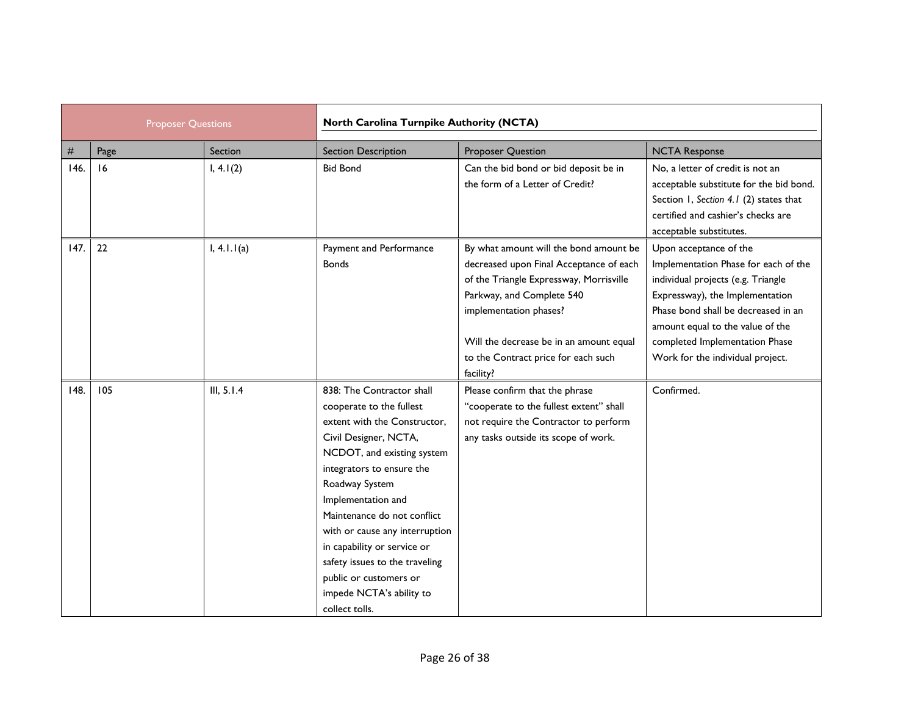| Proposer Questions | | | | North Carolina Turnpike Authority (NCTA) | |
|---|---|---|---|---|---|
| # | Page | Section | Section Description | Proposer Question | NCTA Response |
| 146. | 16 | I, 4.1(2) | Bid Bond | Can the bid bond or bid deposit be in the form of a Letter of Credit? | No, a letter of credit is not an acceptable substitute for the bid bond. Section 1, *Section 4.1* (2) states that certified and cashier's checks are acceptable substitutes. |
| 147. | 22 | I, 4.1.1(a) | Payment and Performance Bonds | By what amount will the bond amount be decreased upon Final Acceptance of each of the Triangle Expressway, Morrisville Parkway, and Complete 540 implementation phases?<br><br>Will the decrease be in an amount equal to the Contract price for each such facility? | Upon acceptance of the Implementation Phase for each of the individual projects (e.g. Triangle Expressway), the Implementation Phase bond shall be decreased in an amount equal to the value of the completed Implementation Phase Work for the individual project. |
| 148. | 105 | III, 5.1.4 | 838: The Contractor shall cooperate to the fullest extent with the Constructor, Civil Designer, NCTA, NCDOT, and existing system integrators to ensure the Roadway System Implementation and Maintenance do not conflict with or cause any interruption in capability or service or safety issues to the traveling public or customers or impede NCTA's ability to collect tolls. | Please confirm that the phrase "cooperate to the fullest extent" shall not require the Contractor to perform any tasks outside its scope of work. | Confirmed. |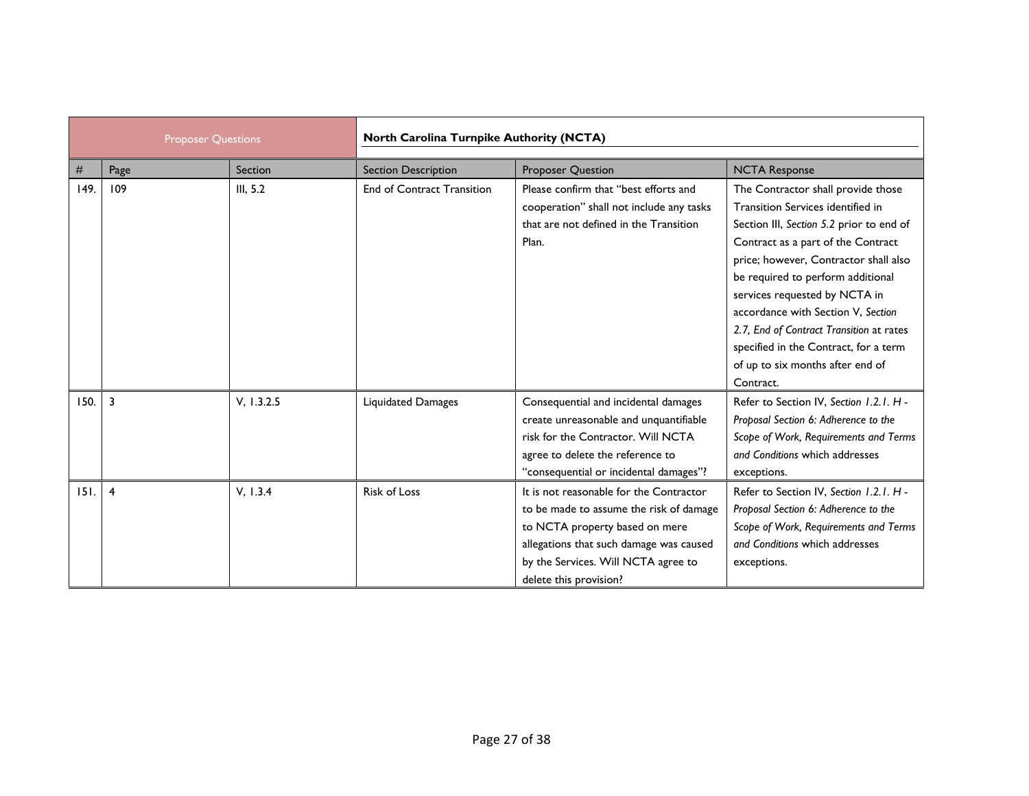| Proposer Questions | | | North Carolina Turnpike Authority (NCTA) | | |
|---|---|---|---|---|---|
| # | Page | Section | Section Description | Proposer Question | NCTA Response |
| 149. | 109 | III, 5.2 | End of Contract Transition | Please confirm that "best efforts and cooperation" shall not include any tasks that are not defined in the Transition Plan. | The Contractor shall provide those Transition Services identified in Section III, *Section 5.2* prior to end of Contract as a part of the Contract price; however, Contractor shall also be required to perform additional services requested by NCTA in accordance with Section V, *Section 2.7, End of Contract Transition* at rates specified in the Contract, for a term of up to six months after end of Contract. |
| 150. | 3 | V, 1.3.2.5 | Liquidated Damages | Consequential and incidental damages create unreasonable and unquantifiable risk for the Contractor. Will NCTA agree to delete the reference to "consequential or incidental damages"? | Refer to Section IV, *Section 1.2.1. H - Proposal Section 6: Adherence to the Scope of Work, Requirements and Terms and Conditions* which addresses exceptions. |
| 151. | 4 | V, 1.3.4 | Risk of Loss | It is not reasonable for the Contractor to be made to assume the risk of damage to NCTA property based on mere allegations that such damage was caused by the Services. Will NCTA agree to delete this provision? | Refer to Section IV, *Section 1.2.1. H - Proposal Section 6: Adherence to the Scope of Work, Requirements and Terms and Conditions* which addresses exceptions. |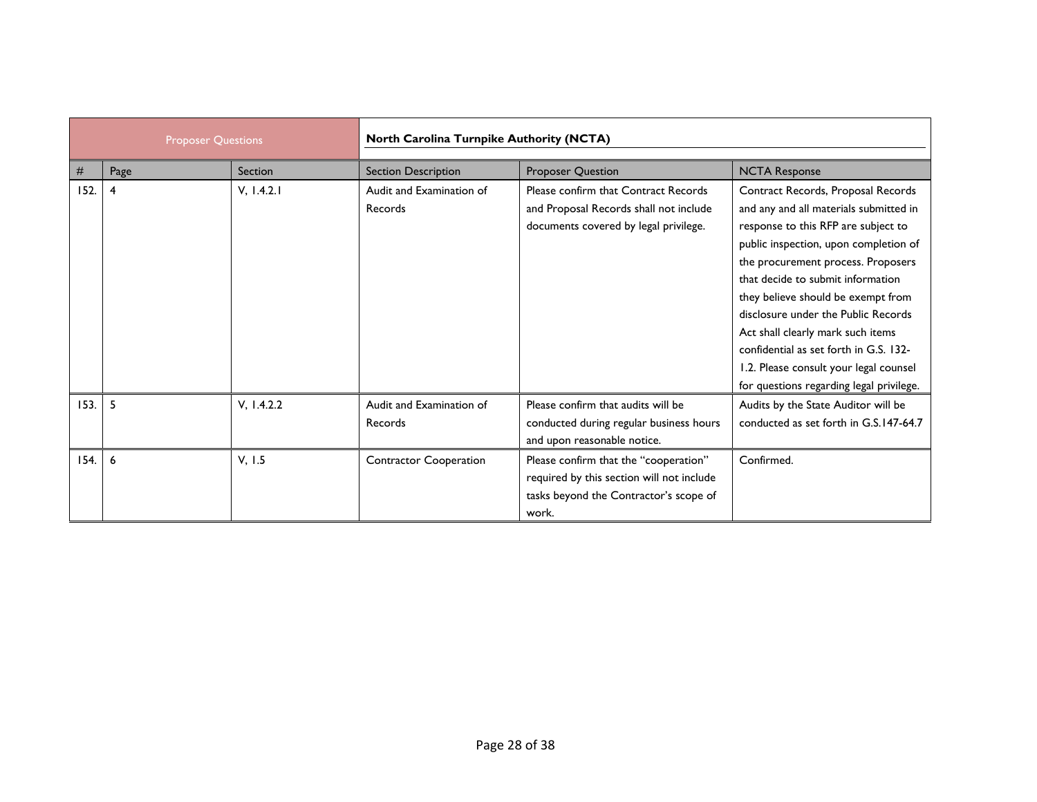| Proposer Questions | | | North Carolina Turnpike Authority (NCTA) | | |
|---|---|---|---|---|---|
| # | Page | Section | Section Description | Proposer Question | NCTA Response |
| 152. | 4 | V, 1.4.2.1 | Audit and Examination of Records | Please confirm that Contract Records and Proposal Records shall not include documents covered by legal privilege. | Contract Records, Proposal Records and any and all materials submitted in response to this RFP are subject to public inspection, upon completion of the procurement process. Proposers that decide to submit information they believe should be exempt from disclosure under the Public Records Act shall clearly mark such items confidential as set forth in G.S. 132-1.2. Please consult your legal counsel for questions regarding legal privilege. |
| 153. | 5 | V, 1.4.2.2 | Audit and Examination of Records | Please confirm that audits will be conducted during regular business hours and upon reasonable notice. | Audits by the State Auditor will be conducted as set forth in G.S.147-64.7 |
| 154. | 6 | V, 1.5 | Contractor Cooperation | Please confirm that the "cooperation" required by this section will not include tasks beyond the Contractor's scope of work. | Confirmed. |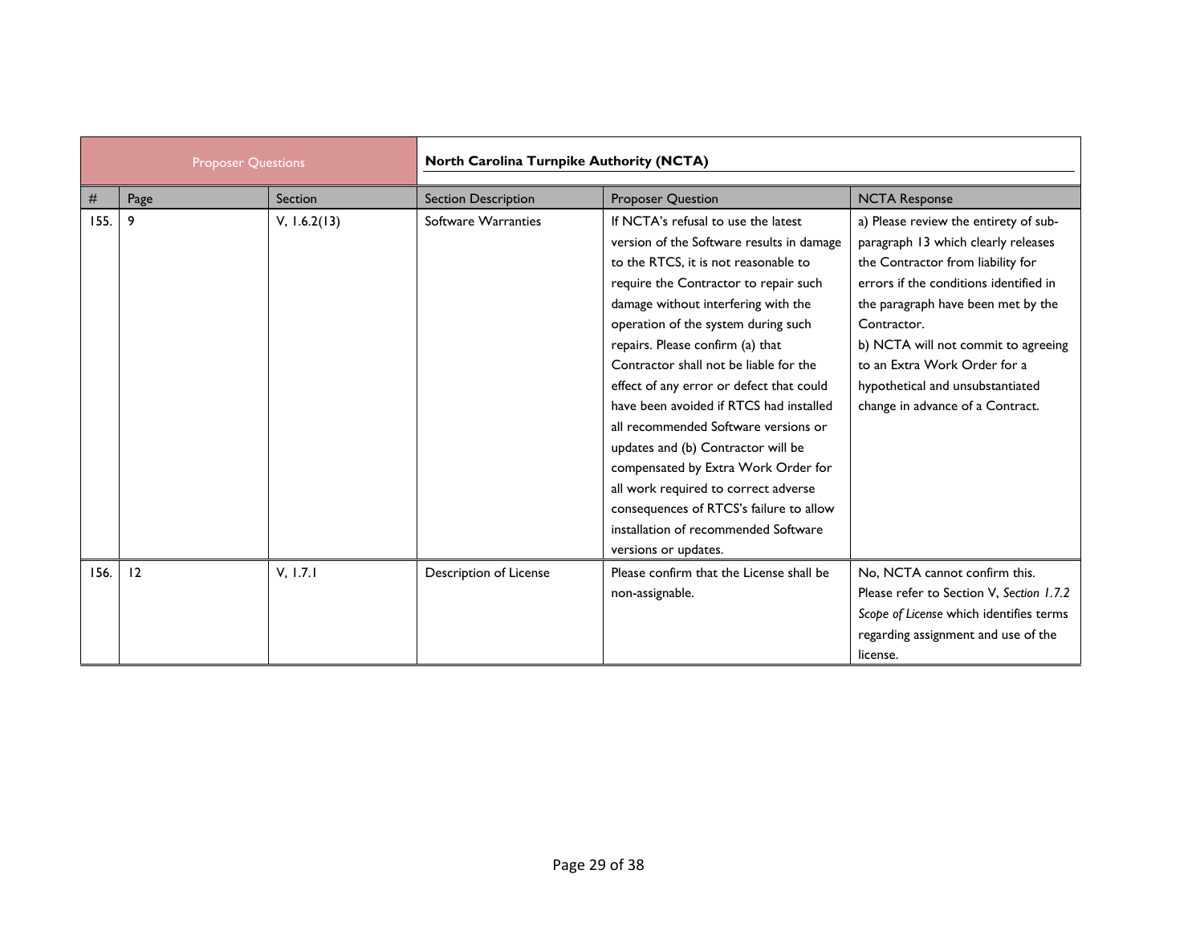| Proposer Questions | | | | North Carolina Turnpike Authority (NCTA) | |
|---|---|---|---|---|---|
| # | Page | Section | Section Description | Proposer Question | NCTA Response |
| 155. | 9 | V, 1.6.2(13) | Software Warranties | If NCTA's refusal to use the latest version of the Software results in damage to the RTCS, it is not reasonable to require the Contractor to repair such damage without interfering with the operation of the system during such repairs. Please confirm (a) that Contractor shall not be liable for the effect of any error or defect that could have been avoided if RTCS had installed all recommended Software versions or updates and (b) Contractor will be compensated by Extra Work Order for all work required to correct adverse consequences of RTCS's failure to allow installation of recommended Software versions or updates. | a) Please review the entirety of sub-paragraph 13 which clearly releases the Contractor from liability for errors if the conditions identified in the paragraph have been met by the Contractor. b) NCTA will not commit to agreeing to an Extra Work Order for a hypothetical and unsubstantiated change in advance of a Contract. |
| 156. | 12 | V, 1.7.1 | Description of License | Please confirm that the License shall be non-assignable. | No, NCTA cannot confirm this. Please refer to Section V, *Section 1.7.2 Scope of License* which identifies terms regarding assignment and use of the license. |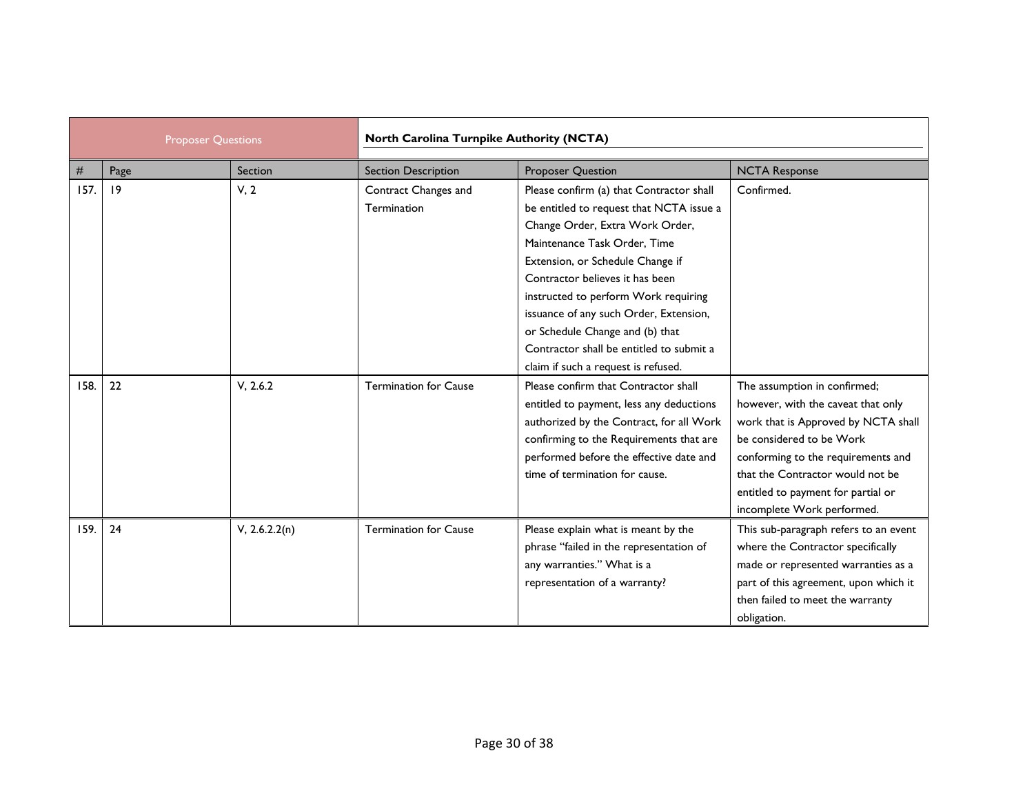| Proposer Questions | | | North Carolina Turnpike Authority (NCTA) | | |
|---|---|---|---|---|---|
| # | Page | Section | Section Description | Proposer Question | NCTA Response |
| 157. | 19 | V, 2 | Contract Changes and Termination | Please confirm (a) that Contractor shall be entitled to request that NCTA issue a Change Order, Extra Work Order, Maintenance Task Order, Time Extension, or Schedule Change if Contractor believes it has been instructed to perform Work requiring issuance of any such Order, Extension, or Schedule Change and (b) that Contractor shall be entitled to submit a claim if such a request is refused. | Confirmed. |
| 158. | 22 | V, 2.6.2 | Termination for Cause | Please confirm that Contractor shall entitled to payment, less any deductions authorized by the Contract, for all Work confirming to the Requirements that are performed before the effective date and time of termination for cause. | The assumption in confirmed; however, with the caveat that only work that is Approved by NCTA shall be considered to be Work conforming to the requirements and that the Contractor would not be entitled to payment for partial or incomplete Work performed. |
| 159. | 24 | V, 2.6.2.2(n) | Termination for Cause | Please explain what is meant by the phrase "failed in the representation of any warranties." What is a representation of a warranty? | This sub-paragraph refers to an event where the Contractor specifically made or represented warranties as a part of this agreement, upon which it then failed to meet the warranty obligation. |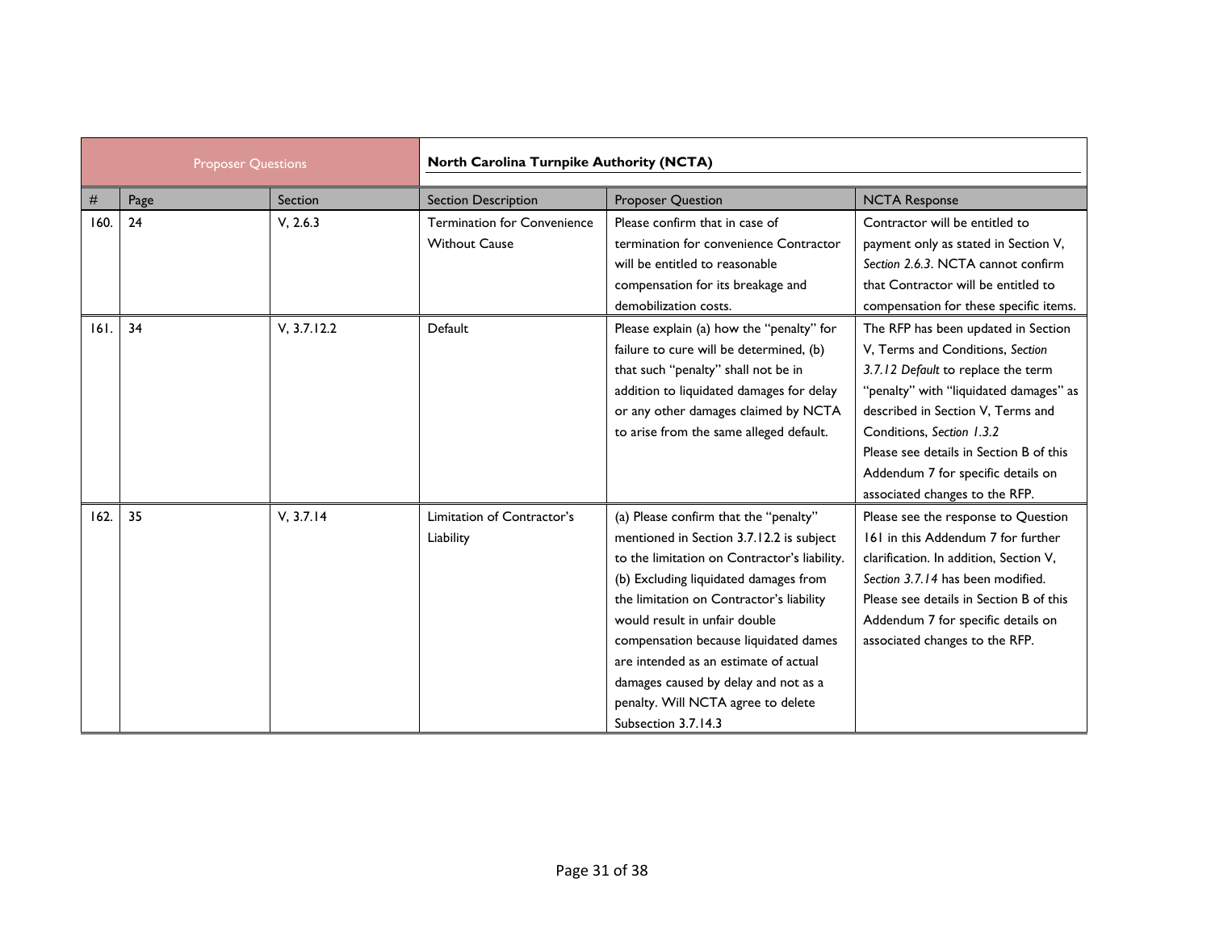| Proposer Questions | | | North Carolina Turnpike Authority (NCTA) | | |
|---|---|---|---|---|---|
| # | Page | Section | Section Description | Proposer Question | NCTA Response |
| 160. | 24 | V, 2.6.3 | Termination for Convenience Without Cause | Please confirm that in case of termination for convenience Contractor will be entitled to reasonable compensation for its breakage and demobilization costs. | Contractor will be entitled to payment only as stated in Section V, *Section 2.6.3*. NCTA cannot confirm that Contractor will be entitled to compensation for these specific items. |
| 161. | 34 | V, 3.7.12.2 | Default | Please explain (a) how the "penalty" for failure to cure will be determined, (b) that such "penalty" shall not be in addition to liquidated damages for delay or any other damages claimed by NCTA to arise from the same alleged default. | The RFP has been updated in Section V, Terms and Conditions, *Section 3.7.12 Default* to replace the term "penalty" with "liquidated damages" as described in Section V, Terms and Conditions, *Section 1.3.2* Please see details in Section B of this Addendum 7 for specific details on associated changes to the RFP. |
| 162. | 35 | V, 3.7.14 | Limitation of Contractor's Liability | (a) Please confirm that the "penalty" mentioned in Section 3.7.12.2 is subject to the limitation on Contractor's liability. (b) Excluding liquidated damages from the limitation on Contractor's liability would result in unfair double compensation because liquidated dames are intended as an estimate of actual damages caused by delay and not as a penalty. Will NCTA agree to delete Subsection 3.7.14.3 | Please see the response to Question 161 in this Addendum 7 for further clarification. In addition, Section V, *Section 3.7.14* has been modified. Please see details in Section B of this Addendum 7 for specific details on associated changes to the RFP. |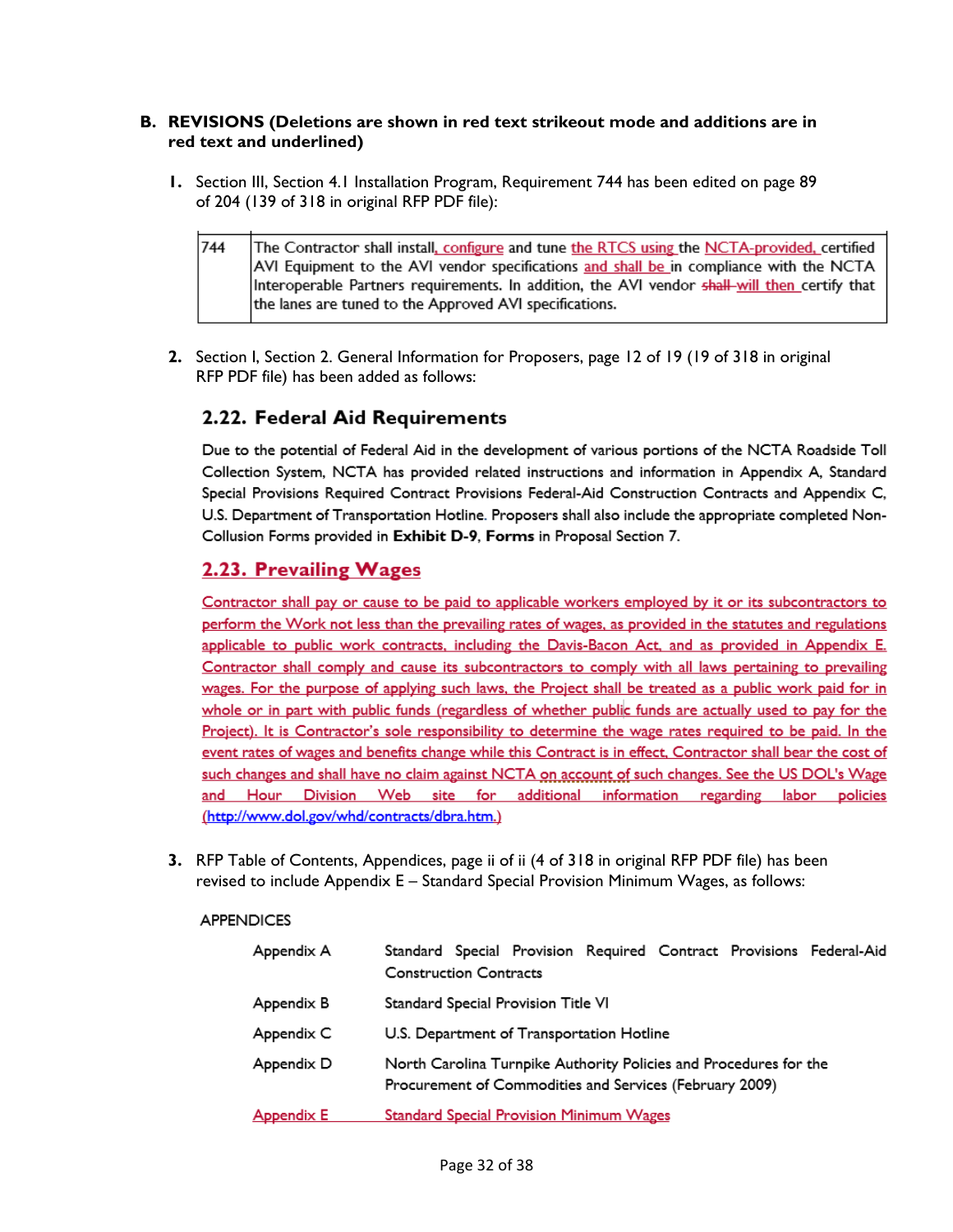## B. REVISIONS (Deletions are shown in red text strikeout mode and additions are in red text and underlined)

1. Section III, Section 4.1 Installation Program, Requirement 744 has been edited on page 89 of 204 (139 of 318 in original RFP PDF file):

| 744 | The Contractor shall install, configure and tune the RTCS using the NCTA-provided, certified AVI Equipment to the AVI vendor specifications and shall be in compliance with the NCTA Interoperable Partners requirements. In addition, the AVI vendor ~~shall~~ will then certify that the lanes are tuned to the Approved AVI specifications. |
|---|---|

2. Section I, Section 2. General Information for Proposers, page 12 of 19 (19 of 318 in original RFP PDF file) has been added as follows:

### 2.22. Federal Aid Requirements

Due to the potential of Federal Aid in the development of various portions of the NCTA Roadside Toll Collection System, NCTA has provided related instructions and information in Appendix A, Standard Special Provisions Required Contract Provisions Federal-Aid Construction Contracts and Appendix C, U.S. Department of Transportation Hotline. Proposers shall also include the appropriate completed Non-Collusion Forms provided in **Exhibit D-9**, **Forms** in Proposal Section 7.

### 2.23. Prevailing Wages

Contractor shall pay or cause to be paid to applicable workers employed by it or its subcontractors to perform the Work not less than the prevailing rates of wages, as provided in the statutes and regulations applicable to public work contracts, including the Davis-Bacon Act, and as provided in Appendix E. Contractor shall comply and cause its subcontractors to comply with all laws pertaining to prevailing wages. For the purpose of applying such laws, the Project shall be treated as a public work paid for in whole or in part with public funds (regardless of whether public funds are actually used to pay for the Project). It is Contractor's sole responsibility to determine the wage rates required to be paid. In the event rates of wages and benefits change while this Contract is in effect, Contractor shall bear the cost of such changes and shall have no claim against NCTA on account of such changes. See the US DOL's Wage and Hour Division Web site for additional information regarding labor policies (http://www.dol.gov/whd/contracts/dbra.htm.)

3. RFP Table of Contents, Appendices, page ii of ii (4 of 318 in original RFP PDF file) has been revised to include Appendix E – Standard Special Provision Minimum Wages, as follows:

APPENDICES

| | |
|---|---|
| Appendix A | Standard Special Provision Required Contract Provisions Federal-Aid Construction Contracts |
| Appendix B | Standard Special Provision Title VI |
| Appendix C | U.S. Department of Transportation Hotline |
| Appendix D | North Carolina Turnpike Authority Policies and Procedures for the Procurement of Commodities and Services (February 2009) |
| Appendix E | Standard Special Provision Minimum Wages |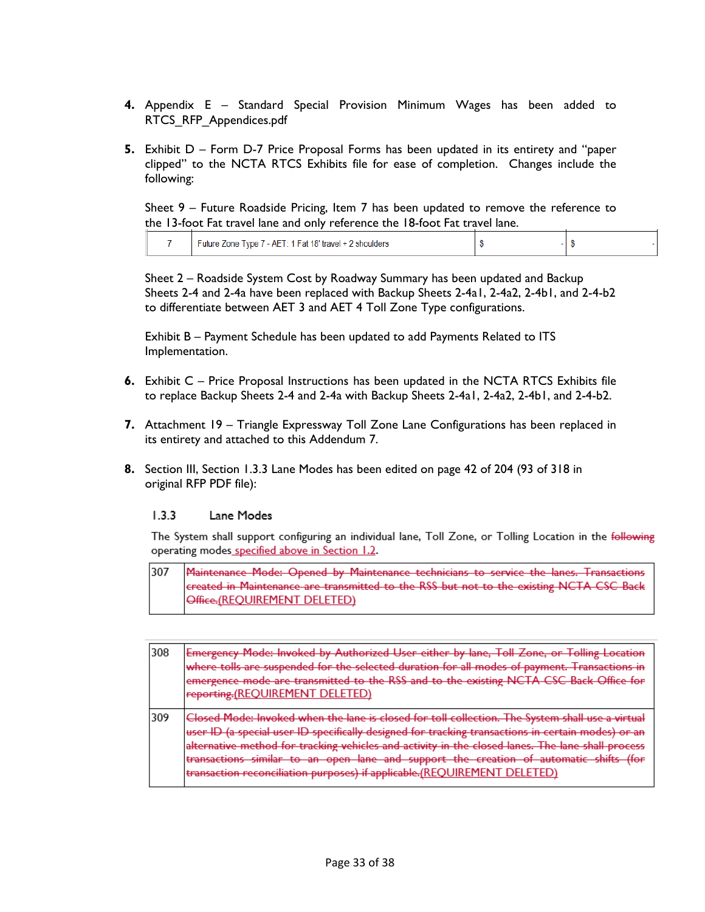4. Appendix E – Standard Special Provision Minimum Wages has been added to RTCS_RFP_Appendices.pdf

5. Exhibit D – Form D-7 Price Proposal Forms has been updated in its entirety and "paper clipped" to the NCTA RTCS Exhibits file for ease of completion. Changes include the following:

   Sheet 9 – Future Roadside Pricing, Item 7 has been updated to remove the reference to the 13-foot Fat travel lane and only reference the 18-foot Fat travel lane.

   | 7 | Future Zone Type 7 - AET: 1 Fat 18' travel + 2 shoulders | $ - | $ - |
   |---|---|---|---|

   Sheet 2 – Roadside System Cost by Roadway Summary has been updated and Backup Sheets 2-4 and 2-4a have been replaced with Backup Sheets 2-4a1, 2-4a2, 2-4b1, and 2-4-b2 to differentiate between AET 3 and AET 4 Toll Zone Type configurations.

   Exhibit B – Payment Schedule has been updated to add Payments Related to ITS Implementation.

6. Exhibit C – Price Proposal Instructions has been updated in the NCTA RTCS Exhibits file to replace Backup Sheets 2-4 and 2-4a with Backup Sheets 2-4a1, 2-4a2, 2-4b1, and 2-4-b2.

7. Attachment 19 – Triangle Expressway Toll Zone Lane Configurations has been replaced in its entirety and attached to this Addendum 7.

8. Section III, Section 1.3.3 Lane Modes has been edited on page 42 of 204 (93 of 318 in original RFP PDF file):

### 1.3.3 Lane Modes

The System shall support configuring an individual lane, Toll Zone, or Tolling Location in the ~~following~~ operating modes specified above in Section 1.2.

| 307 | ~~Maintenance Mode: Opened by Maintenance technicians to service the lanes. Transactions created in Maintenance are transmitted to the RSS but not to the existing NCTA CSC Back Office.~~(REQUIREMENT DELETED) |
|---|---|

| 308 | ~~Emergency Mode: Invoked by Authorized User either by lane, Toll Zone, or Tolling Location where tolls are suspended for the selected duration for all modes of payment. Transactions in emergence mode are transmitted to the RSS and to the existing NCTA CSC Back Office for reporting.~~(REQUIREMENT DELETED) |
|---|---|
| 309 | ~~Closed Mode: Invoked when the lane is closed for toll collection. The System shall use a virtual user ID (a special user ID specifically designed for tracking transactions in certain modes) or an alternative method for tracking vehicles and activity in the closed lanes. The lane shall process transactions similar to an open lane and support the creation of automatic shifts (for transaction reconciliation purposes) if applicable.~~(REQUIREMENT DELETED) |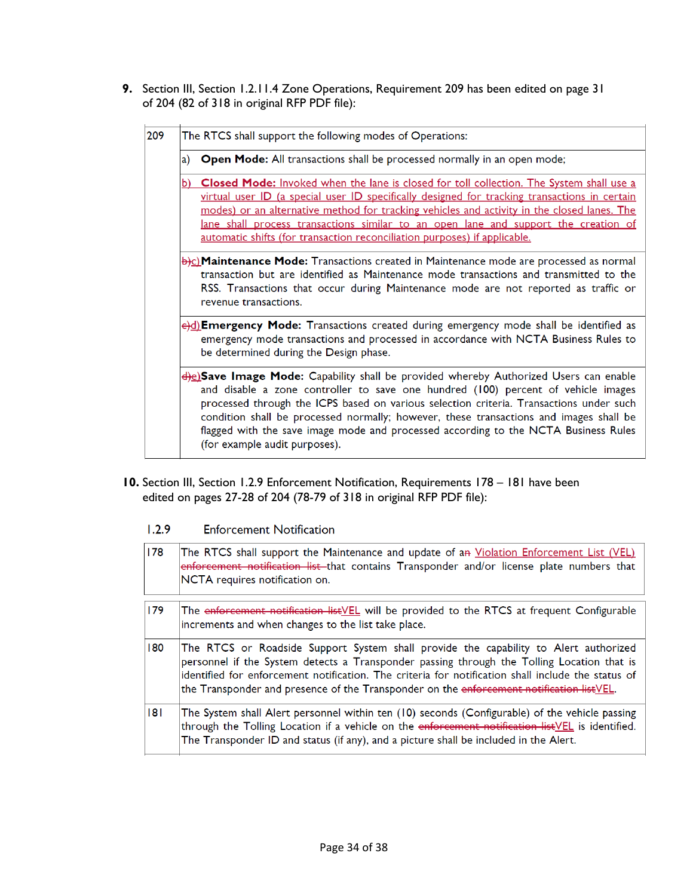9. Section III, Section 1.2.11.4 Zone Operations, Requirement 209 has been edited on page 31 of 204 (82 of 318 in original RFP PDF file):

| 209 | The RTCS shall support the following modes of Operations: |
|---|---|
| | a) **Open Mode:** All transactions shall be processed normally in an open mode; |
| | b) **Closed Mode:** Invoked when the lane is closed for toll collection. The System shall use a virtual user ID (a special user ID specifically designed for tracking transactions in certain modes) or an alternative method for tracking vehicles and activity in the closed lanes. The lane shall process transactions similar to an open lane and support the creation of automatic shifts (for transaction reconciliation purposes) if applicable. |
| | ~~b)~~c) **Maintenance Mode:** Transactions created in Maintenance mode are processed as normal transaction but are identified as Maintenance mode transactions and transmitted to the RSS. Transactions that occur during Maintenance mode are not reported as traffic or revenue transactions. |
| | ~~c)~~d) **Emergency Mode:** Transactions created during emergency mode shall be identified as emergency mode transactions and processed in accordance with NCTA Business Rules to be determined during the Design phase. |
| | ~~d)~~e) **Save Image Mode:** Capability shall be provided whereby Authorized Users can enable and disable a zone controller to save one hundred (100) percent of vehicle images processed through the ICPS based on various selection criteria. Transactions under such condition shall be processed normally; however, these transactions and images shall be flagged with the save image mode and processed according to the NCTA Business Rules (for example audit purposes). |

10. Section III, Section 1.2.9 Enforcement Notification, Requirements 178 – 181 have been edited on pages 27-28 of 204 (78-79 of 318 in original RFP PDF file):

1.2.9 Enforcement Notification

| 178 | The RTCS shall support the Maintenance and update of a~~n~~ Violation Enforcement List (VEL) ~~enforcement notification list~~ that contains Transponder and/or license plate numbers that NCTA requires notification on. |
|---|---|
| 179 | The ~~enforcement notification list~~VEL will be provided to the RTCS at frequent Configurable increments and when changes to the list take place. |
| 180 | The RTCS or Roadside Support System shall provide the capability to Alert authorized personnel if the System detects a Transponder passing through the Tolling Location that is identified for enforcement notification. The criteria for notification shall include the status of the Transponder and presence of the Transponder on the ~~enforcement notification list~~VEL. |
| 181 | The System shall Alert personnel within ten (10) seconds (Configurable) of the vehicle passing through the Tolling Location if a vehicle on the ~~enforcement notification list~~VEL is identified. The Transponder ID and status (if any), and a picture shall be included in the Alert. |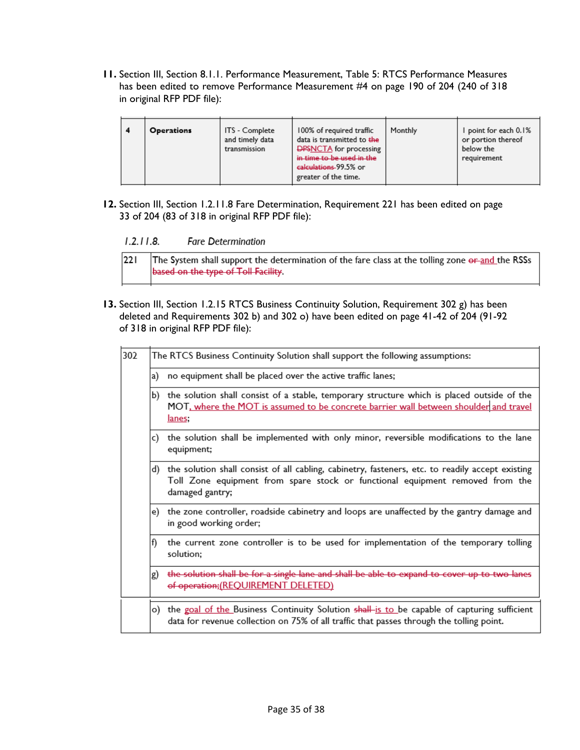**11.** Section III, Section 8.1.1. Performance Measurement, Table 5: RTCS Performance Measures has been edited to remove Performance Measurement #4 on page 190 of 204 (240 of 318 in original RFP PDF file):

| 4 | **Operations** | ITS - Complete and timely data transmission | 100% of required traffic data is transmitted to ~~the DPS~~NCTA for processing ~~in time to be used in the calculations~~ 99.5% or greater of the time. | Monthly | 1 point for each 0.1% or portion thereof below the requirement |
|---|---|---|---|---|---|

**12.** Section III, Section 1.2.11.8 Fare Determination, Requirement 221 has been edited on page 33 of 204 (83 of 318 in original RFP PDF file):

*1.2.11.8. Fare Determination*

| 221 | The System shall support the determination of the fare class at the tolling zone ~~or~~ and the RSSs ~~based on the type of Toll Facility~~. |
|---|---|

**13.** Section III, Section 1.2.15 RTCS Business Continuity Solution, Requirement 302 g) has been deleted and Requirements 302 b) and 302 o) have been edited on page 41-42 of 204 (91-92 of 318 in original RFP PDF file):

| 302 | The RTCS Business Continuity Solution shall support the following assumptions: |
|---|---|
| | a) no equipment shall be placed over the active traffic lanes; |
| | b) the solution shall consist of a stable, temporary structure which is placed outside of the MOT, where the MOT is assumed to be concrete barrier wall between shoulder and travel lanes; |
| | c) the solution shall be implemented with only minor, reversible modifications to the lane equipment; |
| | d) the solution shall consist of all cabling, cabinetry, fasteners, etc. to readily accept existing Toll Zone equipment from spare stock or functional equipment removed from the damaged gantry; |
| | e) the zone controller, roadside cabinetry and loops are unaffected by the gantry damage and in good working order; |
| | f) the current zone controller is to be used for implementation of the temporary tolling solution; |
| | g) ~~the solution shall be for a single lane and shall be able to expand to cover up to two lanes of operation;~~(REQUIREMENT DELETED) |
| | o) the goal of the Business Continuity Solution ~~shall~~ is to be capable of capturing sufficient data for revenue collection on 75% of all traffic that passes through the tolling point. |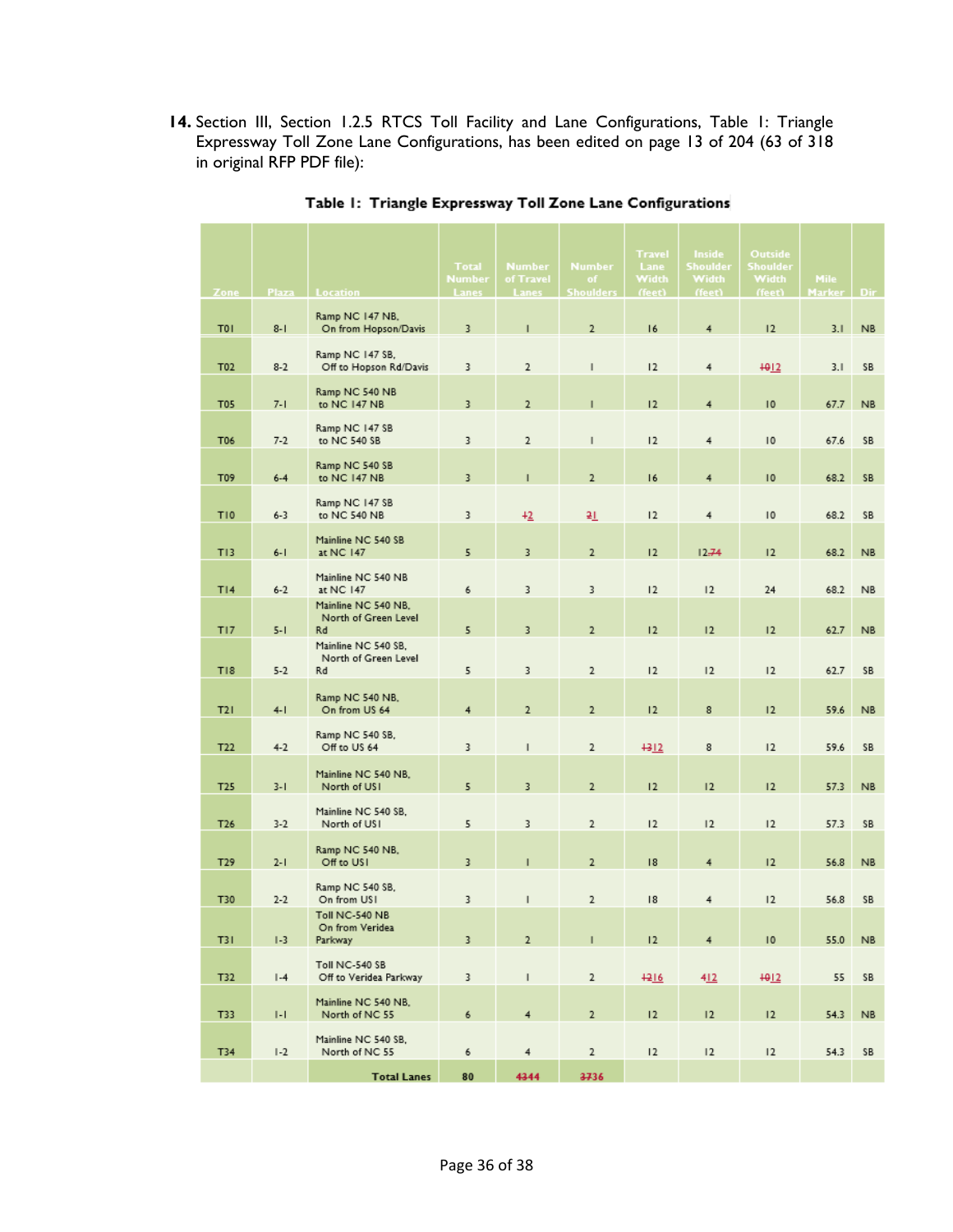**14.** Section III, Section 1.2.5 RTCS Toll Facility and Lane Configurations, Table 1: Triangle Expressway Toll Zone Lane Configurations, has been edited on page 13 of 204 (63 of 318 in original RFP PDF file):

**Table 1: Triangle Expressway Toll Zone Lane Configurations**

| Zone | Plaza | Location | Total Number Lanes | Number of Travel Lanes | Number of Shoulders | Travel Lane Width (feet) | Inside Shoulder Width (feet) | Outside Shoulder Width (feet) | Mile Marker | Dir |
|---|---|---|---|---|---|---|---|---|---|---|
| T01 | 8-1 | Ramp NC 147 NB, On from Hopson/Davis | 3 | 1 | 2 | 16 | 4 | 12 | 3.1 | NB |
| T02 | 8-2 | Ramp NC 147 SB, Off to Hopson Rd/Davis | 3 | 2 | 1 | 12 | 4 | ~~10~~12 | 3.1 | SB |
| T05 | 7-1 | Ramp NC 540 NB to NC 147 NB | 3 | 2 | 1 | 12 | 4 | 10 | 67.7 | NB |
| T06 | 7-2 | Ramp NC 147 SB to NC 540 SB | 3 | 2 | 1 | 12 | 4 | 10 | 67.6 | SB |
| T09 | 6-4 | Ramp NC 540 SB to NC 147 NB | 3 | 1 | 2 | 16 | 4 | 10 | 68.2 | SB |
| T10 | 6-3 | Ramp NC 147 SB to NC 540 NB | 3 | ~~1~~2 | ~~2~~1 | 12 | 4 | 10 | 68.2 | SB |
| T13 | 6-1 | Mainline NC 540 SB at NC 147 | 5 | 3 | 2 | 12 | 12~~.74~~ | 12 | 68.2 | NB |
| T14 | 6-2 | Mainline NC 540 NB at NC 147 | 6 | 3 | 3 | 12 | 12 | 24 | 68.2 | NB |
| T17 | 5-1 | Mainline NC 540 NB, North of Green Level Rd | 5 | 3 | 2 | 12 | 12 | 12 | 62.7 | NB |
| T18 | 5-2 | Mainline NC 540 SB, North of Green Level Rd | 5 | 3 | 2 | 12 | 12 | 12 | 62.7 | SB |
| T21 | 4-1 | Ramp NC 540 NB, On from US 64 | 4 | 2 | 2 | 12 | 8 | 12 | 59.6 | NB |
| T22 | 4-2 | Ramp NC 540 SB, Off to US 64 | 3 | 1 | 2 | ~~13~~12 | 8 | 12 | 59.6 | SB |
| T25 | 3-1 | Mainline NC 540 NB, North of US1 | 5 | 3 | 2 | 12 | 12 | 12 | 57.3 | NB |
| T26 | 3-2 | Mainline NC 540 SB, North of US1 | 5 | 3 | 2 | 12 | 12 | 12 | 57.3 | SB |
| T29 | 2-1 | Ramp NC 540 NB, Off to US1 | 3 | 1 | 2 | 18 | 4 | 12 | 56.8 | NB |
| T30 | 2-2 | Ramp NC 540 SB, On from US1 | 3 | 1 | 2 | 18 | 4 | 12 | 56.8 | SB |
| T31 | 1-3 | Toll NC-540 NB On from Veridea Parkway | 3 | 2 | 1 | 12 | 4 | 10 | 55.0 | NB |
| T32 | 1-4 | Toll NC-540 SB Off to Veridea Parkway | 3 | 1 | 2 | ~~12~~16 | ~~4~~12 | ~~10~~12 | 55 | SB |
| T33 | 1-1 | Mainline NC 540 NB, North of NC 55 | 6 | 4 | 2 | 12 | 12 | 12 | 54.3 | NB |
| T34 | 1-2 | Mainline NC 540 SB, North of NC 55 | 6 | 4 | 2 | 12 | 12 | 12 | 54.3 | SB |
| | | **Total Lanes** | **80** | **~~43~~44** | **~~37~~36** | | | | | |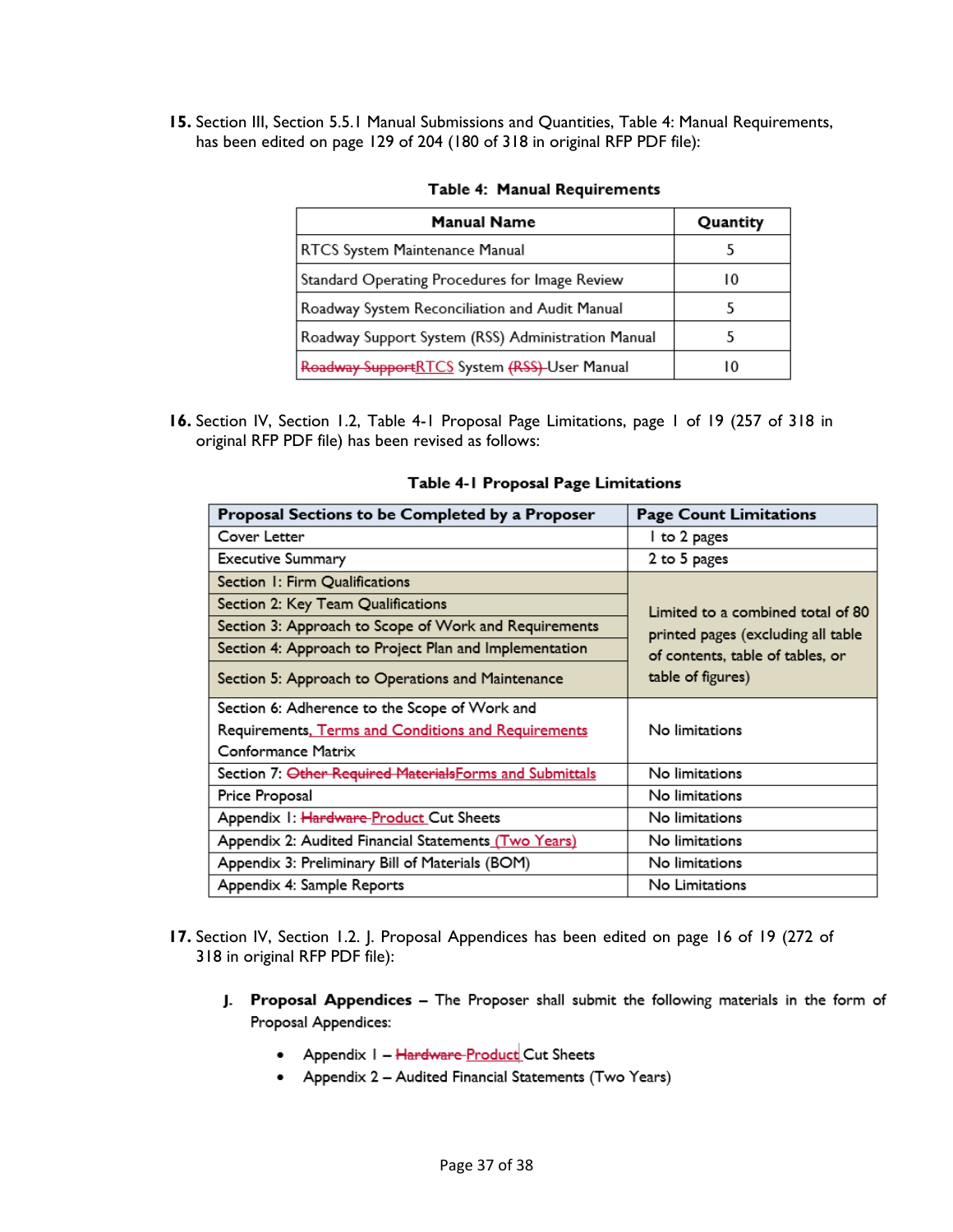**15.** Section III, Section 5.5.1 Manual Submissions and Quantities, Table 4: Manual Requirements, has been edited on page 129 of 204 (180 of 318 in original RFP PDF file):

**Table 4: Manual Requirements**

| Manual Name | Quantity |
|---|---|
| RTCS System Maintenance Manual | 5 |
| Standard Operating Procedures for Image Review | 10 |
| Roadway System Reconciliation and Audit Manual | 5 |
| Roadway Support System (RSS) Administration Manual | 5 |
| ~~Roadway Support~~RTCS System ~~(RSS)~~ User Manual | 10 |

**16.** Section IV, Section 1.2, Table 4-1 Proposal Page Limitations, page 1 of 19 (257 of 318 in original RFP PDF file) has been revised as follows:

**Table 4-1 Proposal Page Limitations**

| Proposal Sections to be Completed by a Proposer | Page Count Limitations |
|---|---|
| Cover Letter | 1 to 2 pages |
| Executive Summary | 2 to 5 pages |
| Section 1: Firm Qualifications | Limited to a combined total of 80 printed pages (excluding all table of contents, table of tables, or table of figures) |
| Section 2: Key Team Qualifications | |
| Section 3: Approach to Scope of Work and Requirements | |
| Section 4: Approach to Project Plan and Implementation | |
| Section 5: Approach to Operations and Maintenance | |
| Section 6: Adherence to the Scope of Work and Requirements, Terms and Conditions and Requirements Conformance Matrix | No limitations |
| Section 7: ~~Other Required Materials~~Forms and Submittals | No limitations |
| Price Proposal | No limitations |
| Appendix 1: ~~Hardware~~ Product Cut Sheets | No limitations |
| Appendix 2: Audited Financial Statements (Two Years) | No limitations |
| Appendix 3: Preliminary Bill of Materials (BOM) | No limitations |
| Appendix 4: Sample Reports | No Limitations |

**17.** Section IV, Section 1.2. J. Proposal Appendices has been edited on page 16 of 19 (272 of 318 in original RFP PDF file):

**J. Proposal Appendices** – The Proposer shall submit the following materials in the form of Proposal Appendices:

- Appendix 1 – ~~Hardware~~ Product Cut Sheets
- Appendix 2 – Audited Financial Statements (Two Years)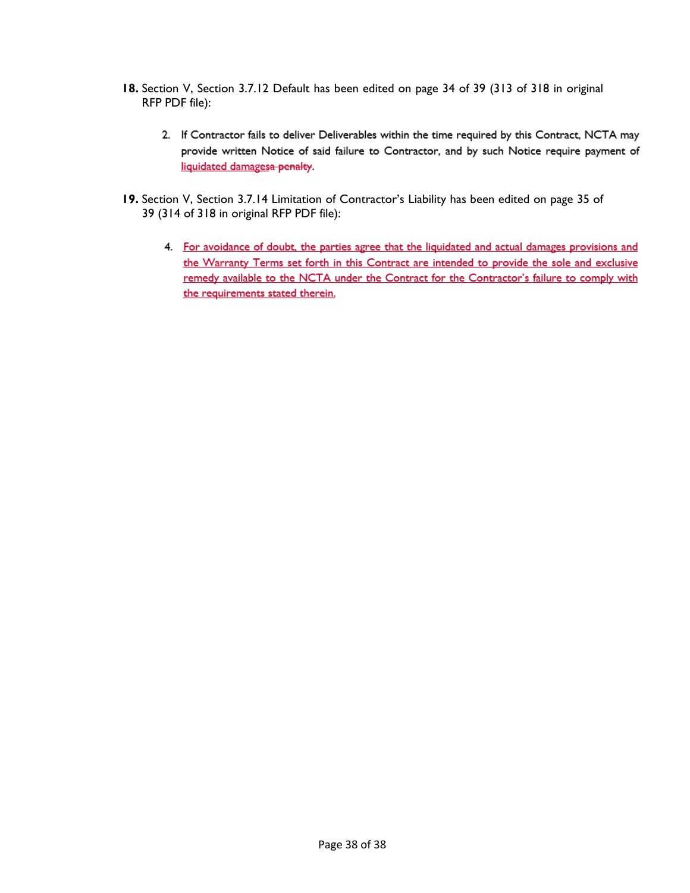18. Section V, Section 3.7.12 Default has been edited on page 34 of 39 (313 of 318 in original RFP PDF file):

    2. If Contractor fails to deliver Deliverables within the time required by this Contract, NCTA may provide written Notice of said failure to Contractor, and by such Notice require payment of <u>liquidated damages</u>~~a penalty~~.

19. Section V, Section 3.7.14 Limitation of Contractor's Liability has been edited on page 35 of 39 (314 of 318 in original RFP PDF file):

    4. <u>For avoidance of doubt, the parties agree that the liquidated and actual damages provisions and the Warranty Terms set forth in this Contract are intended to provide the sole and exclusive remedy available to the NCTA under the Contract for the Contractor's failure to comply with the requirements stated therein.</u>